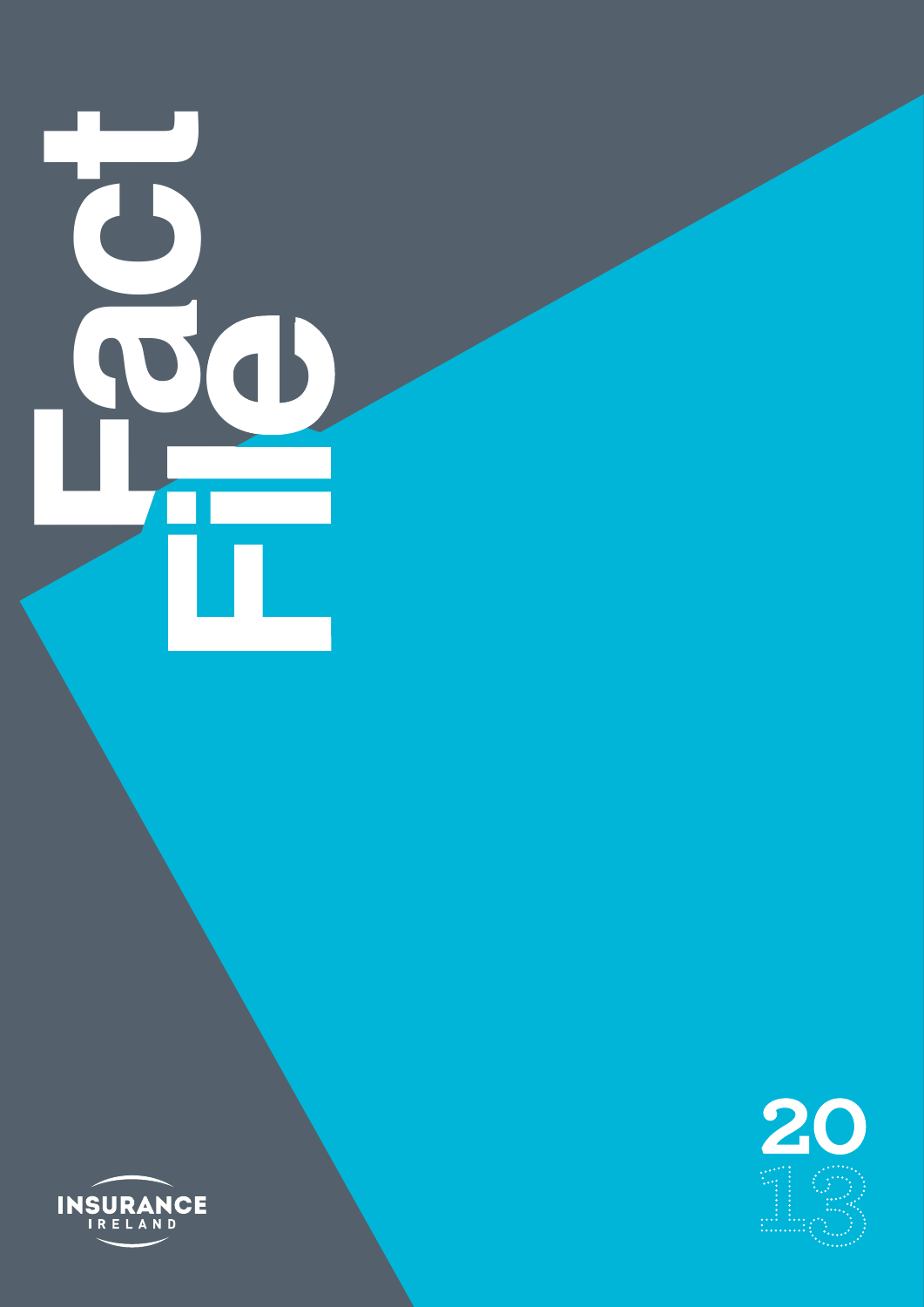# Fact File

2013

INSURANCE IRELAND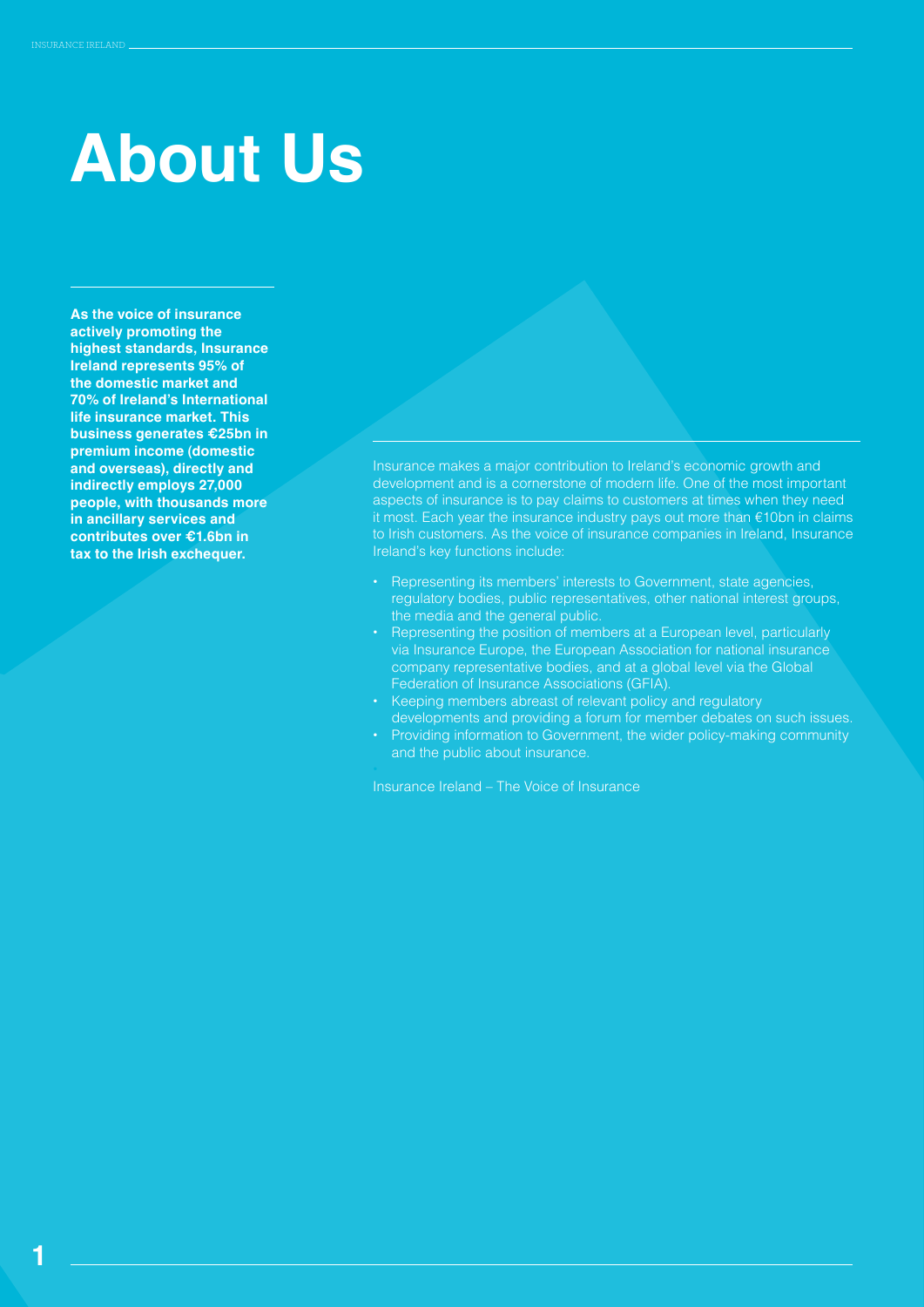# About Us

**As the voice of insurance actively promoting the highest standards, Insurance Ireland represents 95% of the domestic market and 70% of Ireland's International life insurance market. This business generates €25bn in premium income (domestic and overseas), directly and indirectly employs 27,000 people, with thousands more in ancillary services and contributes over €1.6bn in tax to the Irish exchequer.**

Insurance makes a major contribution to Ireland's economic growth and development and is a cornerstone of modern life. One of the most important aspects of insurance is to pay claims to customers at times when they need it most. Each year the insurance industry pays out more than €10bn in claims to Irish customers. As the voice of insurance companies in Ireland, Insurance Ireland's key functions include:

- Representing its members' interests to Government, state agencies, regulatory bodies, public representatives, other national interest groups, the media and the general public.
- Representing the position of members at a European level, particularly via Insurance Europe, the European Association for national insurance company representative bodies, and at a global level via the Global Federation of Insurance Associations (GFIA).
- Keeping members abreast of relevant policy and regulatory developments and providing a forum for member debates on such issues.
- Providing information to Government, the wider policy-making community and the public about insurance.

Insurance Ireland – The Voice of Insurance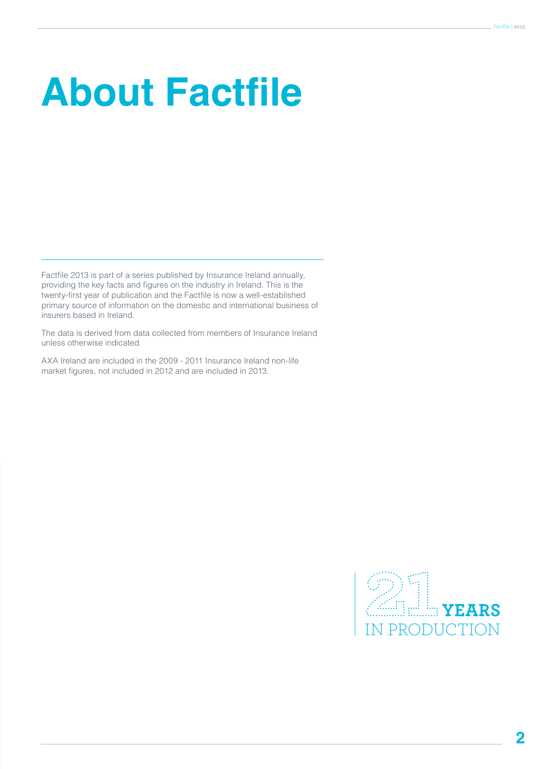# About Factfile

Factfile 2013 is part of a series published by Insurance Ireland annually, providing the key facts and figures on the industry in Ireland. This is the twenty-first year of publication and the Factfile is now a well-established primary source of information on the domestic and international business of insurers based in Ireland.

The data is derived from data collected from members of Insurance Ireland unless otherwise indicated.

AXA Ireland are included in the 2009 - 2011 Insurance Ireland non-life market figures, not included in 2012 and are included in 2013.

21 YEARS IN PRODUCTION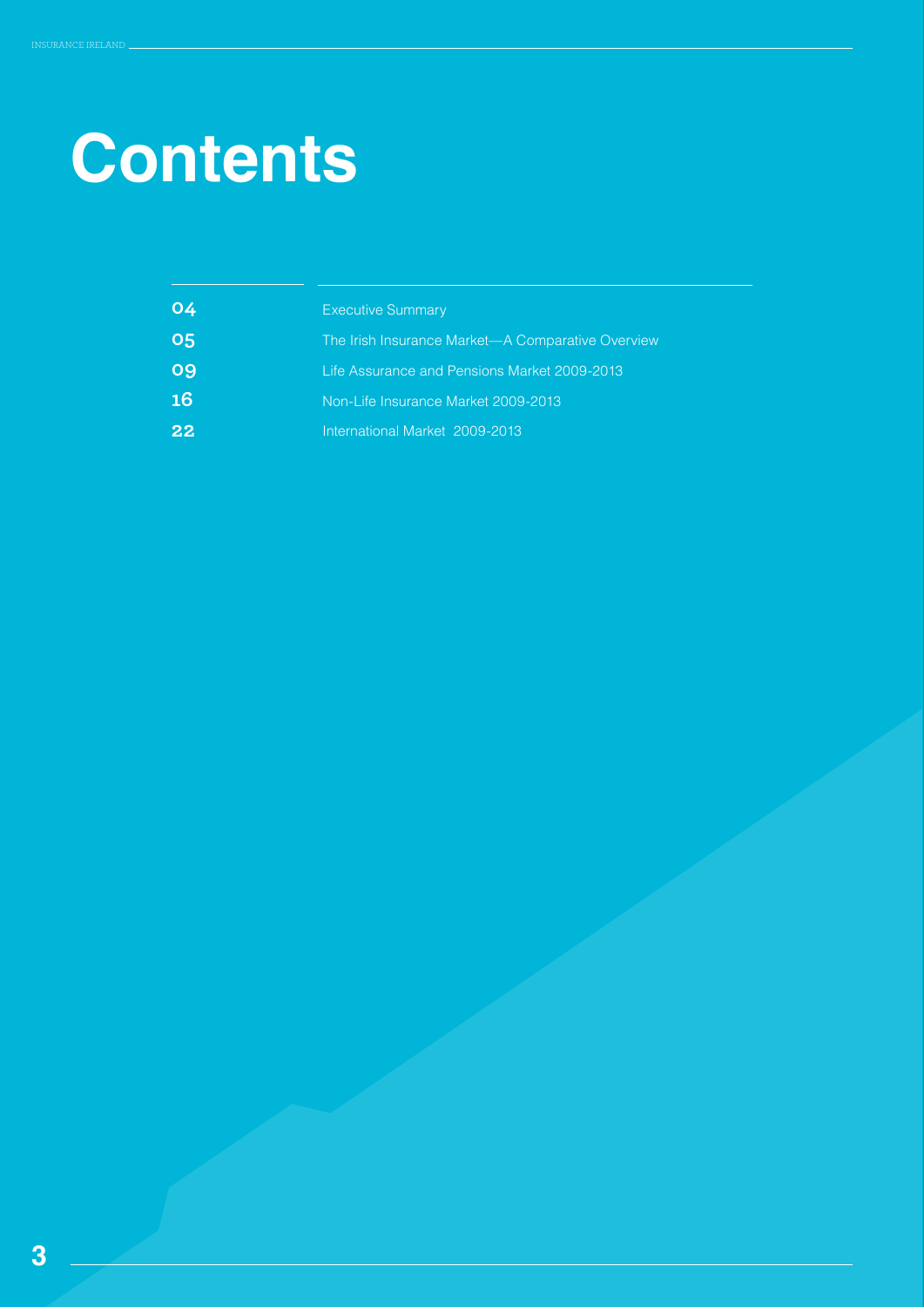# Contents

| | |
|---|---|
| 04 | Executive Summary |
| 05 | The Irish Insurance Market—A Comparative Overview |
| 09 | Life Assurance and Pensions Market 2009-2013 |
| 16 | Non-Life Insurance Market 2009-2013 |
| 22 | International Market 2009-2013 |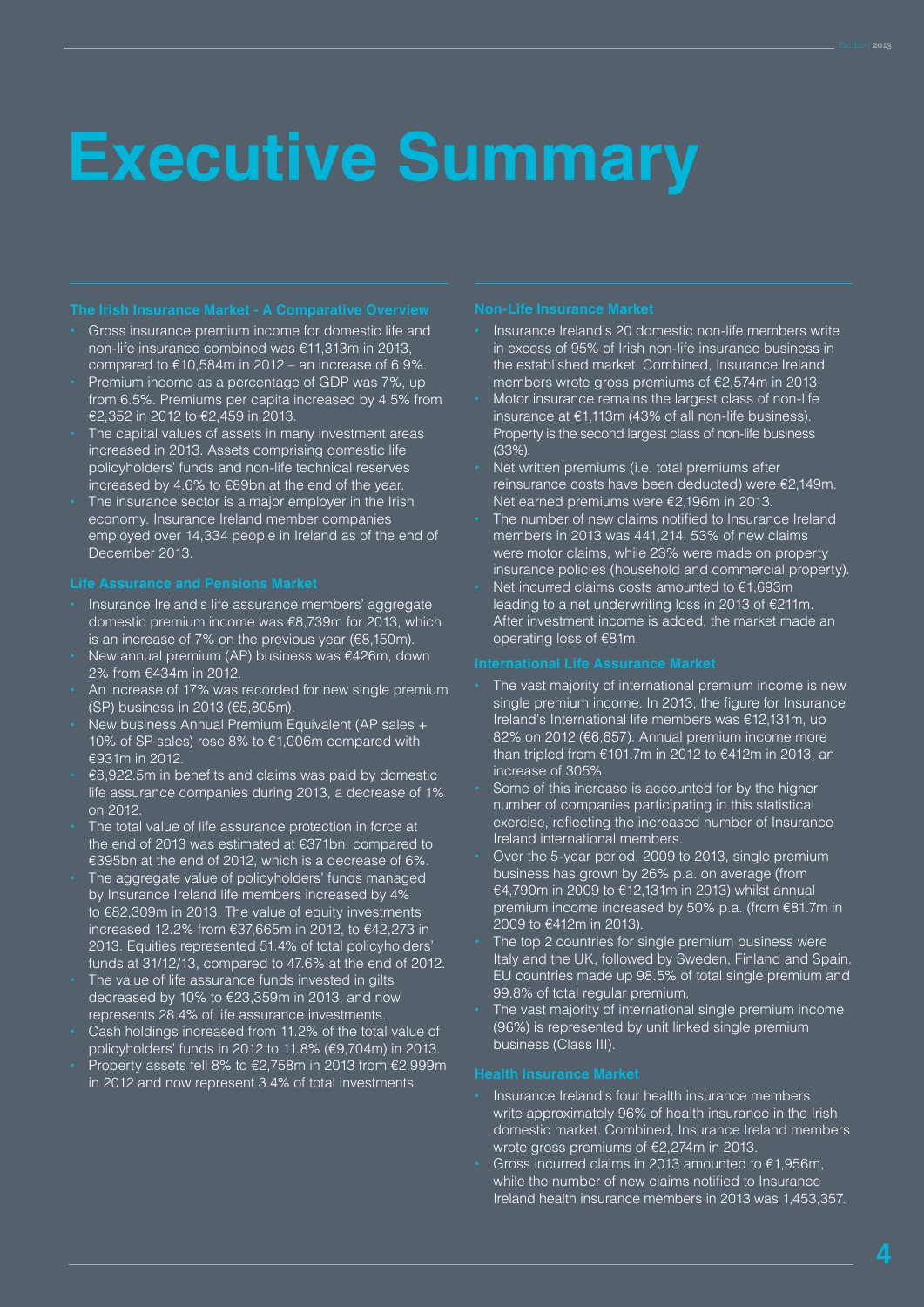# Executive Summary

## The Irish Insurance Market - A Comparative Overview

- Gross insurance premium income for domestic life and non-life insurance combined was €11,313m in 2013, compared to €10,584m in 2012 – an increase of 6.9%.
- Premium income as a percentage of GDP was 7%, up from 6.5%. Premiums per capita increased by 4.5% from €2,352 in 2012 to €2,459 in 2013.
- The capital values of assets in many investment areas increased in 2013. Assets comprising domestic life policyholders' funds and non-life technical reserves increased by 4.6% to €89bn at the end of the year.
- The insurance sector is a major employer in the Irish economy. Insurance Ireland member companies employed over 14,334 people in Ireland as of the end of December 2013.

## Life Assurance and Pensions Market

- Insurance Ireland's life assurance members' aggregate domestic premium income was €8,739m for 2013, which is an increase of 7% on the previous year (€8,150m).
- New annual premium (AP) business was €426m, down 2% from €434m in 2012.
- An increase of 17% was recorded for new single premium (SP) business in 2013 (€5,805m).
- New business Annual Premium Equivalent (AP sales + 10% of SP sales) rose 8% to €1,006m compared with €931m in 2012.
- €8,922.5m in benefits and claims was paid by domestic life assurance companies during 2013, a decrease of 1% on 2012.
- The total value of life assurance protection in force at the end of 2013 was estimated at €371bn, compared to €395bn at the end of 2012, which is a decrease of 6%.
- The aggregate value of policyholders' funds managed by Insurance Ireland life members increased by 4% to €82,309m in 2013. The value of equity investments increased 12.2% from €37,665m in 2012, to €42,273 in 2013. Equities represented 51.4% of total policyholders' funds at 31/12/13, compared to 47.6% at the end of 2012.
- The value of life assurance funds invested in gilts decreased by 10% to €23,359m in 2013, and now represents 28.4% of life assurance investments.
- Cash holdings increased from 11.2% of the total value of policyholders' funds in 2012 to 11.8% (€9,704m) in 2013.
- Property assets fell 8% to €2,758m in 2013 from €2,999m in 2012 and now represent 3.4% of total investments.

## Non-Life Insurance Market

- Insurance Ireland's 20 domestic non-life members write in excess of 95% of Irish non-life insurance business in the established market. Combined, Insurance Ireland members wrote gross premiums of €2,574m in 2013.
- Motor insurance remains the largest class of non-life insurance at €1,113m (43% of all non-life business). Property is the second largest class of non-life business (33%).
- Net written premiums (i.e. total premiums after reinsurance costs have been deducted) were €2,149m. Net earned premiums were €2,196m in 2013.
- The number of new claims notified to Insurance Ireland members in 2013 was 441,214. 53% of new claims were motor claims, while 23% were made on property insurance policies (household and commercial property).
- Net incurred claims costs amounted to €1,693m leading to a net underwriting loss in 2013 of €211m. After investment income is added, the market made an operating loss of €81m.

## International Life Assurance Market

- The vast majority of international premium income is new single premium income. In 2013, the figure for Insurance Ireland's International life members was €12,131m, up 82% on 2012 (€6,657). Annual premium income more than tripled from €101.7m in 2012 to €412m in 2013, an increase of 305%.
- Some of this increase is accounted for by the higher number of companies participating in this statistical exercise, reflecting the increased number of Insurance Ireland international members.
- Over the 5-year period, 2009 to 2013, single premium business has grown by 26% p.a. on average (from €4,790m in 2009 to €12,131m in 2013) whilst annual premium income increased by 50% p.a. (from €81.7m in 2009 to €412m in 2013).
- The top 2 countries for single premium business were Italy and the UK, followed by Sweden, Finland and Spain. EU countries made up 98.5% of total single premium and 99.8% of total regular premium.
- The vast majority of international single premium income (96%) is represented by unit linked single premium business (Class III).

## Health Insurance Market

- Insurance Ireland's four health insurance members write approximately 96% of health insurance in the Irish domestic market. Combined, Insurance Ireland members wrote gross premiums of €2,274m in 2013.
- Gross incurred claims in 2013 amounted to €1,956m, while the number of new claims notified to Insurance Ireland health insurance members in 2013 was 1,453,357.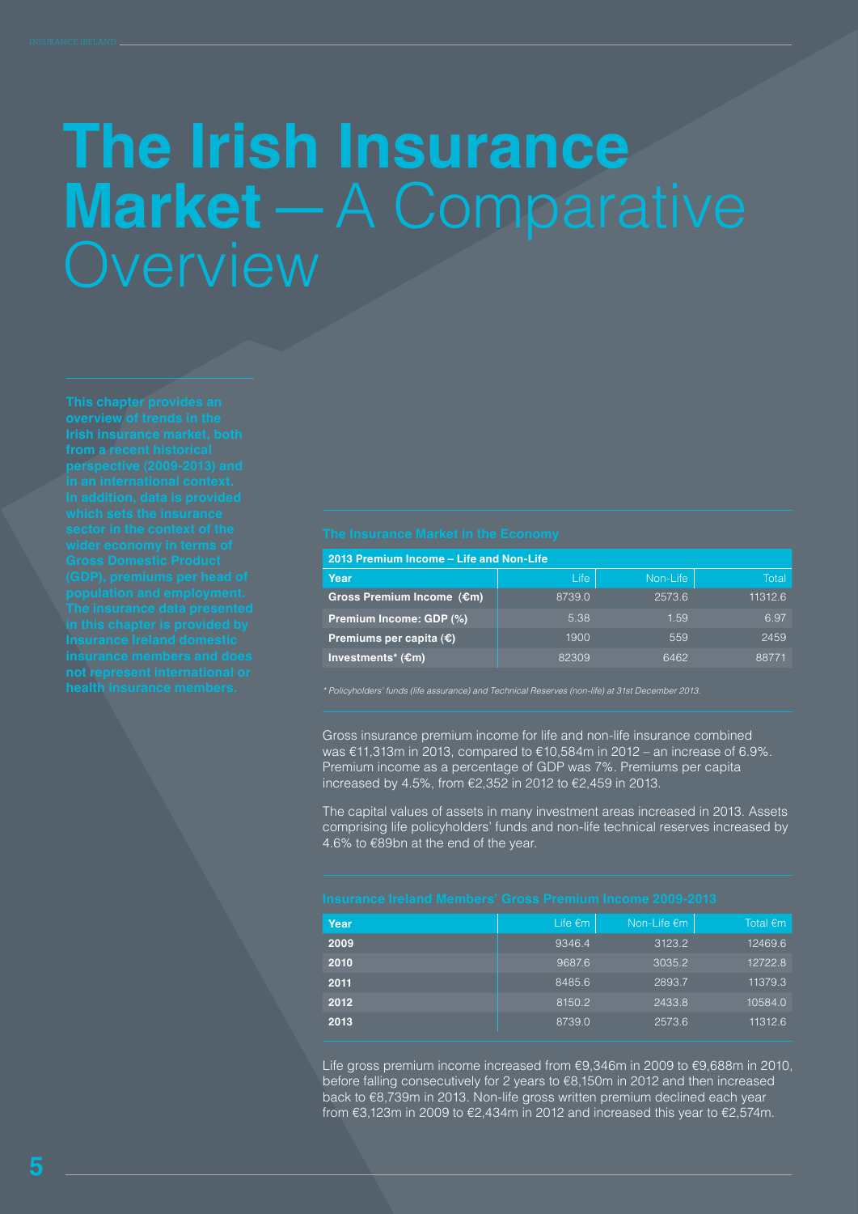# The Irish Insurance Market — A Comparative Overview

**This chapter provides an overview of trends in the Irish insurance market, both from a recent historical perspective (2009-2013) and in an international context. In addition, data is provided which sets the insurance sector in the context of the wider economy in terms of Gross Domestic Product (GDP), premiums per head of population and employment. The insurance data presented in this chapter is provided by Insurance Ireland domestic insurance members and does not represent international or health insurance members.**

## The Insurance Market in the Economy

**2013 Premium Income – Life and Non-Life**

| Year | Life | Non-Life | Total |
|---|---|---|---|
| **Gross Premium Income (€m)** | 8739.0 | 2573.6 | 11312.6 |
| **Premium Income: GDP (%)** | 5.38 | 1.59 | 6.97 |
| **Premiums per capita (€)** | 1900 | 559 | 2459 |
| **Investments* (€m)** | 82309 | 6462 | 88771 |

*\* Policyholders' funds (life assurance) and Technical Reserves (non-life) at 31st December 2013.*

Gross insurance premium income for life and non-life insurance combined was €11,313m in 2013, compared to €10,584m in 2012 – an increase of 6.9%. Premium income as a percentage of GDP was 7%. Premiums per capita increased by 4.5%, from €2,352 in 2012 to €2,459 in 2013.

The capital values of assets in many investment areas increased in 2013. Assets comprising life policyholders' funds and non-life technical reserves increased by 4.6% to €89bn at the end of the year.

## Insurance Ireland Members' Gross Premium Income 2009-2013

| Year | Life €m | Non-Life €m | Total €m |
|---|---|---|---|
| **2009** | 9346.4 | 3123.2 | 12469.6 |
| **2010** | 9687.6 | 3035.2 | 12722.8 |
| **2011** | 8485.6 | 2893.7 | 11379.3 |
| **2012** | 8150.2 | 2433.8 | 10584.0 |
| **2013** | 8739.0 | 2573.6 | 11312.6 |

Life gross premium income increased from €9,346m in 2009 to €9,688m in 2010, before falling consecutively for 2 years to €8,150m in 2012 and then increased back to €8,739m in 2013. Non-life gross written premium declined each year from €3,123m in 2009 to €2,434m in 2012 and increased this year to €2,574m.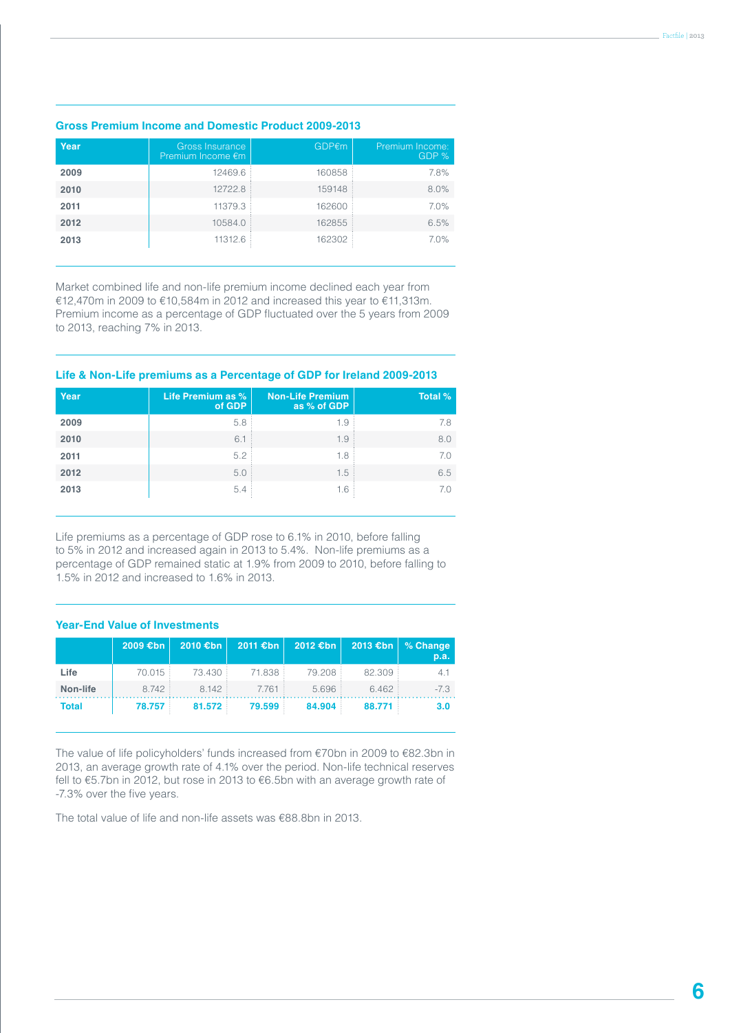## Gross Premium Income and Domestic Product 2009-2013

| Year | Gross Insurance Premium Income €m | GDP€m | Premium Income: GDP % |
|---|---|---|---|
| 2009 | 12469.6 | 160858 | 7.8% |
| 2010 | 12722.8 | 159148 | 8.0% |
| 2011 | 11379.3 | 162600 | 7.0% |
| 2012 | 10584.0 | 162855 | 6.5% |
| 2013 | 11312.6 | 162302 | 7.0% |

Market combined life and non-life premium income declined each year from €12,470m in 2009 to €10,584m in 2012 and increased this year to €11,313m. Premium income as a percentage of GDP fluctuated over the 5 years from 2009 to 2013, reaching 7% in 2013.

## Life & Non-Life premiums as a Percentage of GDP for Ireland 2009-2013

| Year | Life Premium as % of GDP | Non-Life Premium as % of GDP | Total % |
|---|---|---|---|
| 2009 | 5.8 | 1.9 | 7.8 |
| 2010 | 6.1 | 1.9 | 8.0 |
| 2011 | 5.2 | 1.8 | 7.0 |
| 2012 | 5.0 | 1.5 | 6.5 |
| 2013 | 5.4 | 1.6 | 7.0 |

Life premiums as a percentage of GDP rose to 6.1% in 2010, before falling to 5% in 2012 and increased again in 2013 to 5.4%. Non-life premiums as a percentage of GDP remained static at 1.9% from 2009 to 2010, before falling to 1.5% in 2012 and increased to 1.6% in 2013.

## Year-End Value of Investments

| | 2009 €bn | 2010 €bn | 2011 €bn | 2012 €bn | 2013 €bn | % Change p.a. |
|---|---|---|---|---|---|---|
| Life | 70.015 | 73.430 | 71.838 | 79.208 | 82.309 | 4.1 |
| Non-life | 8.742 | 8.142 | 7.761 | 5.696 | 6.462 | -7.3 |
| **Total** | **78.757** | **81.572** | **79.599** | **84.904** | **88.771** | **3.0** |

The value of life policyholders' funds increased from €70bn in 2009 to €82.3bn in 2013, an average growth rate of 4.1% over the period. Non-life technical reserves fell to €5.7bn in 2012, but rose in 2013 to €6.5bn with an average growth rate of -7.3% over the five years.

The total value of life and non-life assets was €88.8bn in 2013.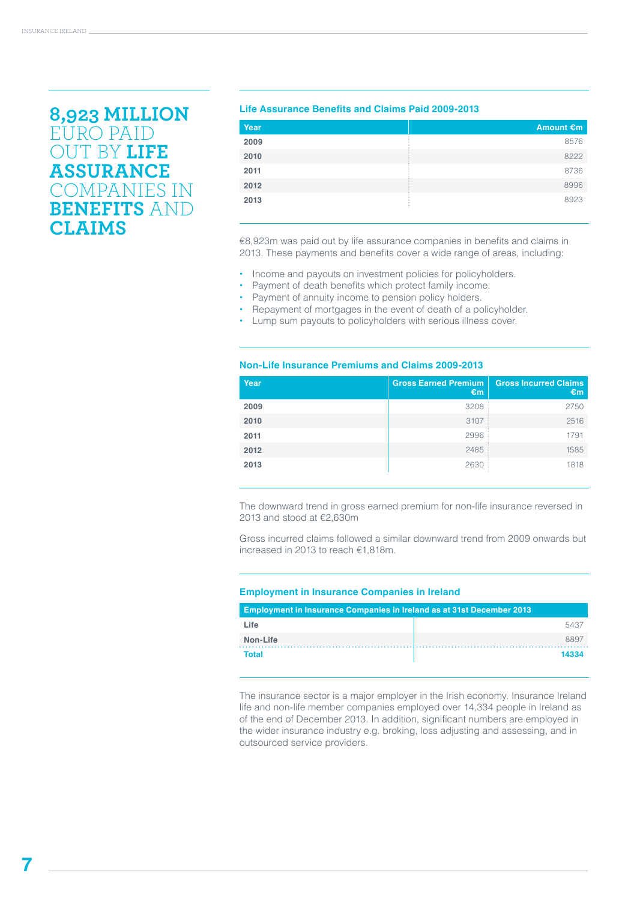# 8,923 MILLION EURO PAID OUT BY LIFE ASSURANCE COMPANIES IN BENEFITS AND CLAIMS

### Life Assurance Benefits and Claims Paid 2009-2013

| Year | Amount €m |
|---|---|
| 2009 | 8576 |
| 2010 | 8222 |
| 2011 | 8736 |
| 2012 | 8996 |
| 2013 | 8923 |

€8,923m was paid out by life assurance companies in benefits and claims in 2013. These payments and benefits cover a wide range of areas, including:

- Income and payouts on investment policies for policyholders.
- Payment of death benefits which protect family income.
- Payment of annuity income to pension policy holders.
- Repayment of mortgages in the event of death of a policyholder.
- Lump sum payouts to policyholders with serious illness cover.

### Non-Life Insurance Premiums and Claims 2009-2013

| Year | Gross Earned Premium €m | Gross Incurred Claims €m |
|---|---|---|
| 2009 | 3208 | 2750 |
| 2010 | 3107 | 2516 |
| 2011 | 2996 | 1791 |
| 2012 | 2485 | 1585 |
| 2013 | 2630 | 1818 |

The downward trend in gross earned premium for non-life insurance reversed in 2013 and stood at €2,630m

Gross incurred claims followed a similar downward trend from 2009 onwards but increased in 2013 to reach €1,818m.

### Employment in Insurance Companies in Ireland

| Employment in Insurance Companies in Ireland as at 31st December 2013 | |
|---|---|
| Life | 5437 |
| Non-Life | 8897 |
| **Total** | **14334** |

The insurance sector is a major employer in the Irish economy. Insurance Ireland life and non-life member companies employed over 14,334 people in Ireland as of the end of December 2013. In addition, significant numbers are employed in the wider insurance industry e.g. broking, loss adjusting and assessing, and in outsourced service providers.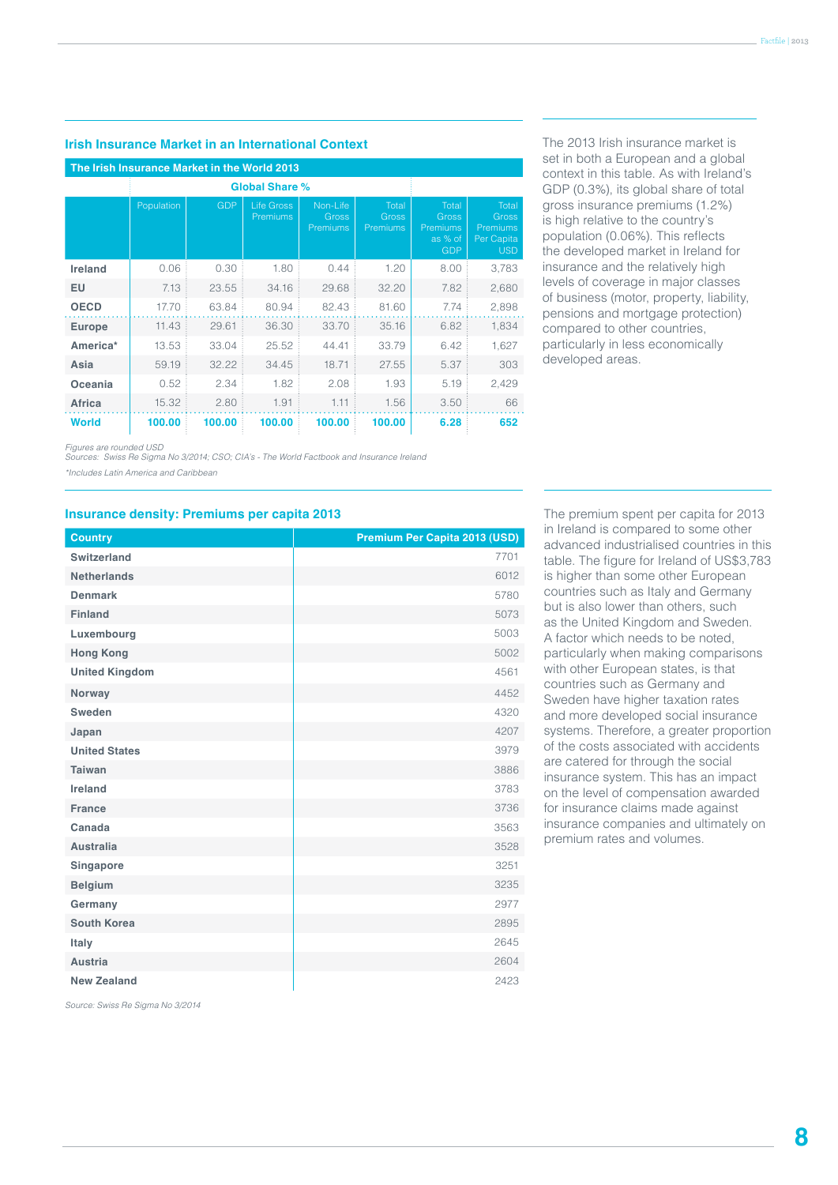## Irish Insurance Market in an International Context

**The Irish Insurance Market in the World 2013**

| | Global Share % | | | | | | |
|---|---|---|---|---|---|---|---|
| | Population | GDP | Life Gross Premiums | Non-Life Gross Premiums | Total Gross Premiums | Total Gross Premiums as % of GDP | Total Gross Premiums Per Capita USD |
| **Ireland** | 0.06 | 0.30 | 1.80 | 0.44 | 1.20 | 8.00 | 3,783 |
| **EU** | 7.13 | 23.55 | 34.16 | 29.68 | 32.20 | 7.82 | 2,680 |
| **OECD** | 17.70 | 63.84 | 80.94 | 82.43 | 81.60 | 7.74 | 2,898 |
| **Europe** | 11.43 | 29.61 | 36.30 | 33.70 | 35.16 | 6.82 | 1,834 |
| **America*** | 13.53 | 33.04 | 25.52 | 44.41 | 33.79 | 6.42 | 1,627 |
| **Asia** | 59.19 | 32.22 | 34.45 | 18.71 | 27.55 | 5.37 | 303 |
| **Oceania** | 0.52 | 2.34 | 1.82 | 2.08 | 1.93 | 5.19 | 2,429 |
| **Africa** | 15.32 | 2.80 | 1.91 | 1.11 | 1.56 | 3.50 | 66 |
| **World** | **100.00** | **100.00** | **100.00** | **100.00** | **100.00** | **6.28** | **652** |

*Figures are rounded USD*
*Sources: Swiss Re Sigma No 3/2014; CSO; CIA's - The World Factbook and Insurance Ireland*

*\*Includes Latin America and Caribbean*

The 2013 Irish insurance market is set in both a European and a global context in this table. As with Ireland's GDP (0.3%), its global share of total gross insurance premiums (1.2%) is high relative to the country's population (0.06%). This reflects the developed market in Ireland for insurance and the relatively high levels of coverage in major classes of business (motor, property, liability, pensions and mortgage protection) compared to other countries, particularly in less economically developed areas.

## Insurance density: Premiums per capita 2013

| Country | Premium Per Capita 2013 (USD) |
|---|---|
| **Switzerland** | 7701 |
| **Netherlands** | 6012 |
| **Denmark** | 5780 |
| **Finland** | 5073 |
| **Luxembourg** | 5003 |
| **Hong Kong** | 5002 |
| **United Kingdom** | 4561 |
| **Norway** | 4452 |
| **Sweden** | 4320 |
| **Japan** | 4207 |
| **United States** | 3979 |
| **Taiwan** | 3886 |
| **Ireland** | 3783 |
| **France** | 3736 |
| **Canada** | 3563 |
| **Australia** | 3528 |
| **Singapore** | 3251 |
| **Belgium** | 3235 |
| **Germany** | 2977 |
| **South Korea** | 2895 |
| **Italy** | 2645 |
| **Austria** | 2604 |
| **New Zealand** | 2423 |

*Source: Swiss Re Sigma No 3/2014*

The premium spent per capita for 2013 in Ireland is compared to some other advanced industrialised countries in this table. The figure for Ireland of US$3,783 is higher than some other European countries such as Italy and Germany but is also lower than others, such as the United Kingdom and Sweden. A factor which needs to be noted, particularly when making comparisons with other European states, is that countries such as Germany and Sweden have higher taxation rates and more developed social insurance systems. Therefore, a greater proportion of the costs associated with accidents are catered for through the social insurance system. This has an impact on the level of compensation awarded for insurance claims made against insurance companies and ultimately on premium rates and volumes.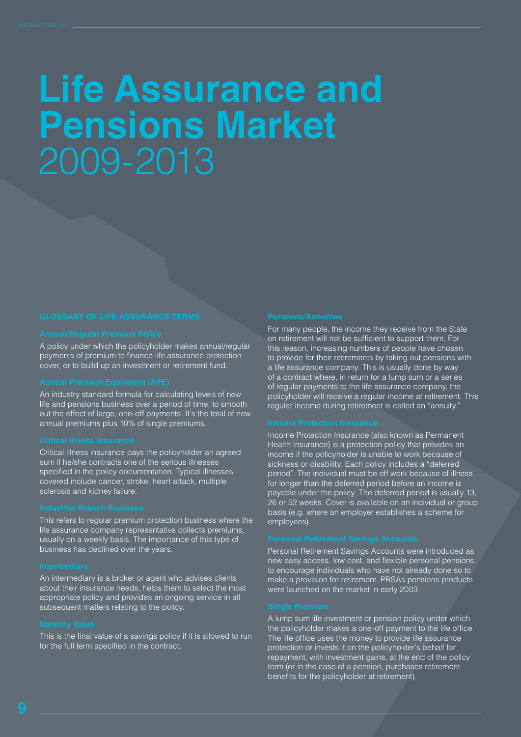# Life Assurance and Pensions Market 2009-2013

## GLOSSARY OF LIFE ASSURANCE TERMS

### Annual/Regular Premium Policy

A policy under which the policyholder makes annual/regular payments of premium to finance life assurance protection cover, or to build up an investment or retirement fund.

### Annual Premium Equivalent (APE)

An industry standard formula for calculating levels of new life and pensions business over a period of time, to smooth out the effect of large, one-off payments. It's the total of new annual premiums plus 10% of single premiums.

### Critical Illness Insurance

Critical illness insurance pays the policyholder an agreed sum if he/she contracts one of the serious illnesses specified in the policy documentation. Typical illnesses covered include cancer, stroke, heart attack, multiple sclerosis and kidney failure.

### Industrial Branch Business

This refers to regular premium protection business where the life assurance company representative collects premiums, usually on a weekly basis. The importance of this type of business has declined over the years.

### Intermediary

An intermediary is a broker or agent who advises clients about their insurance needs, helps them to select the most appropriate policy and provides an ongoing service in all subsequent matters relating to the policy.

### Maturity Value

This is the final value of a savings policy if it is allowed to run for the full term specified in the contract.

### Pensions/Annuities

For many people, the income they receive from the State on retirement will not be sufficient to support them. For this reason, increasing numbers of people have chosen to provide for their retirements by taking out pensions with a life assurance company. This is usually done by way of a contract where, in return for a lump sum or a series of regular payments to the life assurance company, the policyholder will receive a regular income at retirement. This regular income during retirement is called an "annuity."

### Income Protection Insurance

Income Protection Insurance (also known as Permanent Health Insurance) is a protection policy that provides an income if the policyholder is unable to work because of sickness or disability. Each policy includes a "deferred period". The individual must be off work because of illness for longer than the deferred period before an income is payable under the policy. The deferred period is usually 13, 26 or 52 weeks. Cover is available on an individual or group basis (e.g. where an employer establishes a scheme for employees).

### Personal Retirement Savings Accounts

Personal Retirement Savings Accounts were introduced as new easy access, low cost, and flexible personal pensions, to encourage individuals who have not already done so to make a provision for retirement. PRSAs pensions products were launched on the market in early 2003.

### Single Premium

A lump sum life investment or pension policy under which the policyholder makes a one-off payment to the life office. The life office uses the money to provide life assurance protection or invests it on the policyholder's behalf for repayment, with investment gains, at the end of the policy term (or in the case of a pension, purchases retirement benefits for the policyholder at retirement).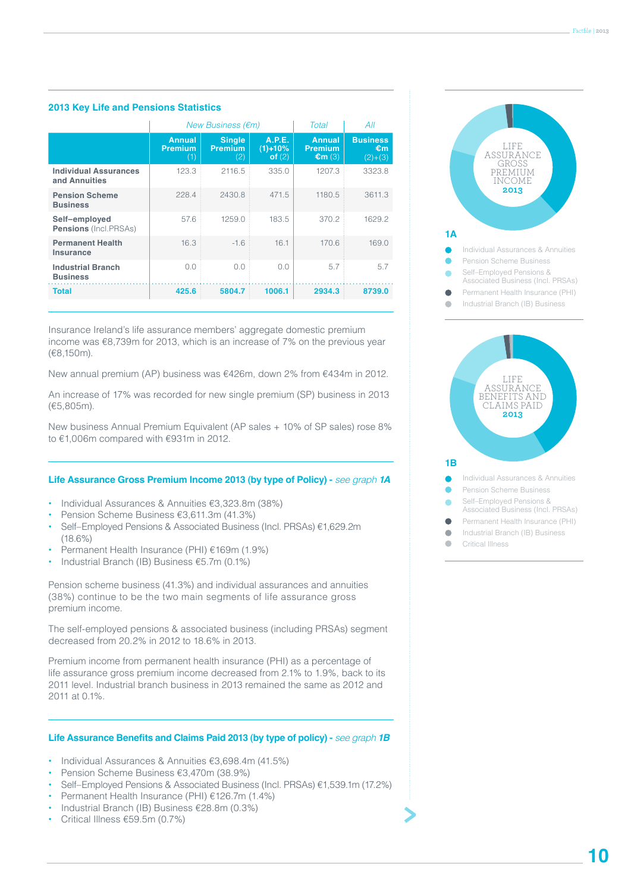### 2013 Key Life and Pensions Statistics

| | New Business (€m) | | | Total | All |
|---|---|---|---|---|---|
| | Annual Premium (1) | Single Premium (2) | A.P.E. (1)+10% of (2) | Annual Premium €m (3) | Business €m (2)+(3) |
| **Individual Assurances and Annuities** | 123.3 | 2116.5 | 335.0 | 1207.3 | 3323.8 |
| **Pension Scheme Business** | 228.4 | 2430.8 | 471.5 | 1180.5 | 3611.3 |
| **Self–employed Pensions** (Incl.PRSAs) | 57.6 | 1259.0 | 183.5 | 370.2 | 1629.2 |
| **Permanent Health Insurance** | 16.3 | -1.6 | 16.1 | 170.6 | 169.0 |
| **Industrial Branch Business** | 0.0 | 0.0 | 0.0 | 5.7 | 5.7 |
| **Total** | **425.6** | **5804.7** | **1006.1** | **2934.3** | **8739.0** |

Insurance Ireland's life assurance members' aggregate domestic premium income was €8,739m for 2013, which is an increase of 7% on the previous year (€8,150m).

New annual premium (AP) business was €426m, down 2% from €434m in 2012.

An increase of 17% was recorded for new single premium (SP) business in 2013 (€5,805m).

New business Annual Premium Equivalent (AP sales + 10% of SP sales) rose 8% to €1,006m compared with €931m in 2012.

### Life Assurance Gross Premium Income 2013 (by type of Policy) - *see graph **1A***

- Individual Assurances & Annuities €3,323.8m (38%)
- Pension Scheme Business €3,611.3m (41.3%)
- Self–Employed Pensions & Associated Business (Incl. PRSAs) €1,629.2m (18.6%)
- Permanent Health Insurance (PHI) €169m (1.9%)
- Industrial Branch (IB) Business €5.7m (0.1%)

Pension scheme business (41.3%) and individual assurances and annuities (38%) continue to be the two main segments of life assurance gross premium income.

The self-employed pensions & associated business (including PRSAs) segment decreased from 20.2% in 2012 to 18.6% in 2013.

Premium income from permanent health insurance (PHI) as a percentage of life assurance gross premium income decreased from 2.1% to 1.9%, back to its 2011 level. Industrial branch business in 2013 remained the same as 2012 and 2011 at 0.1%.

### Life Assurance Benefits and Claims Paid 2013 (by type of policy) - *see graph **1B***

- Individual Assurances & Annuities €3,698.4m (41.5%)
- Pension Scheme Business €3,470m (38.9%)
- Self–Employed Pensions & Associated Business (Incl. PRSAs) €1,539.1m (17.2%)
- Permanent Health Insurance (PHI) €126.7m (1.4%)
- Industrial Branch (IB) Business €28.8m (0.3%)
- Critical Illness €59.5m (0.7%)

LIFE ASSURANCE GROSS PREMIUM INCOME **2013**

**1A**

- Individual Assurances & Annuities
- Pension Scheme Business
- Self–Employed Pensions & Associated Business (Incl. PRSAs)
- Permanent Health Insurance (PHI)
- Industrial Branch (IB) Business

LIFE ASSURANCE BENEFITS AND CLAIMS PAID **2013**

**1B**

- Individual Assurances & Annuities
- Pension Scheme Business
- Self–Employed Pensions & Associated Business (Incl. PRSAs)
- Permanent Health Insurance (PHI)
- Industrial Branch (IB) Business
- Critical Illness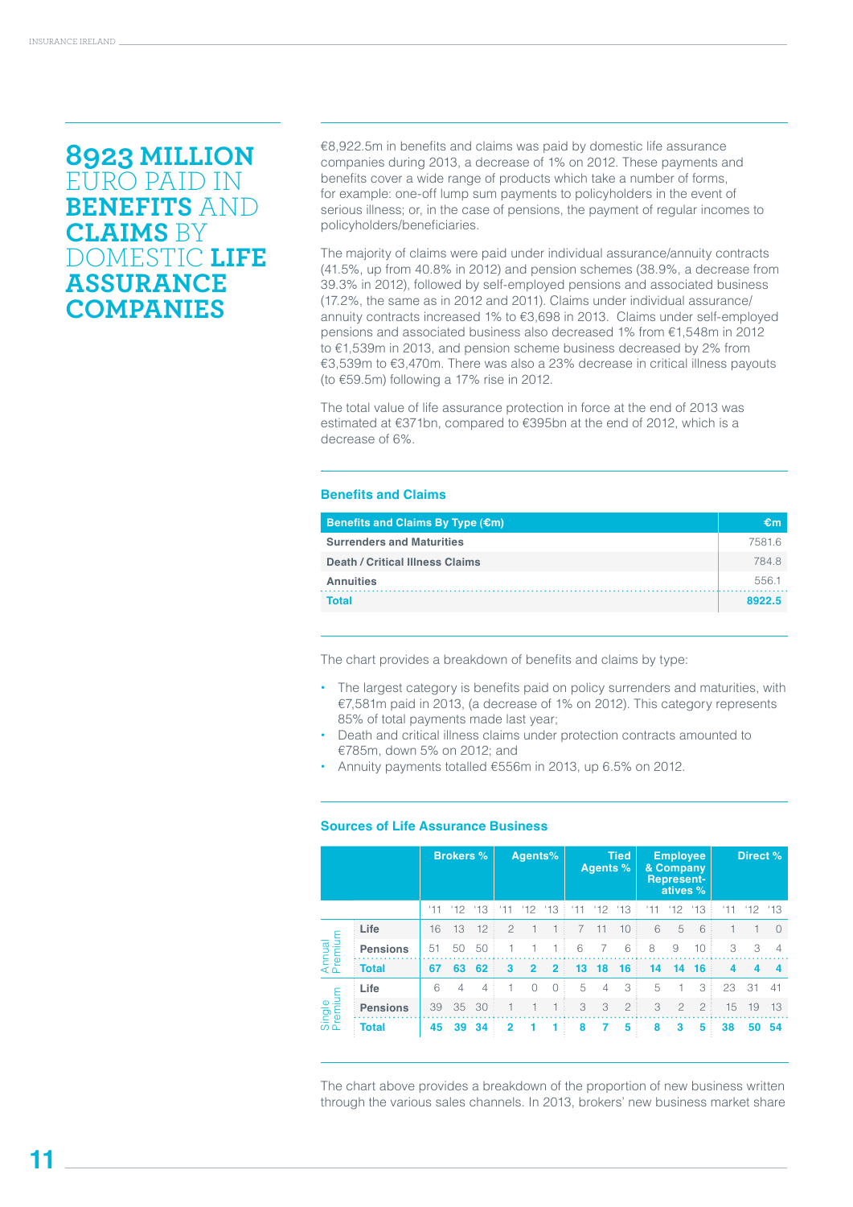# 8923 MILLION EURO PAID IN BENEFITS AND CLAIMS BY DOMESTIC LIFE ASSURANCE COMPANIES

€8,922.5m in benefits and claims was paid by domestic life assurance companies during 2013, a decrease of 1% on 2012. These payments and benefits cover a wide range of products which take a number of forms, for example: one-off lump sum payments to policyholders in the event of serious illness; or, in the case of pensions, the payment of regular incomes to policyholders/beneficiaries.

The majority of claims were paid under individual assurance/annuity contracts (41.5%, up from 40.8% in 2012) and pension schemes (38.9%, a decrease from 39.3% in 2012), followed by self-employed pensions and associated business (17.2%, the same as in 2012 and 2011). Claims under individual assurance/annuity contracts increased 1% to €3,698 in 2013. Claims under self-employed pensions and associated business also decreased 1% from €1,548m in 2012 to €1,539m in 2013, and pension scheme business decreased by 2% from €3,539m to €3,470m. There was also a 23% decrease in critical illness payouts (to €59.5m) following a 17% rise in 2012.

The total value of life assurance protection in force at the end of 2013 was estimated at €371bn, compared to €395bn at the end of 2012, which is a decrease of 6%.

### Benefits and Claims

| Benefits and Claims By Type (€m) | €m |
|---|---|
| Surrenders and Maturities | 7581.6 |
| Death / Critical Illness Claims | 784.8 |
| Annuities | 556.1 |
| **Total** | **8922.5** |

The chart provides a breakdown of benefits and claims by type:

- The largest category is benefits paid on policy surrenders and maturities, with €7,581m paid in 2013, (a decrease of 1% on 2012). This category represents 85% of total payments made last year;
- Death and critical illness claims under protection contracts amounted to €785m, down 5% on 2012; and
- Annuity payments totalled €556m in 2013, up 6.5% on 2012.

### Sources of Life Assurance Business

| | | Brokers % | | | Agents% | | | Tied Agents % | | | Employee & Company Representatives % | | | Direct % | | |
|---|---|---|---|---|---|---|---|---|---|---|---|---|---|---|---|---|
| | | '11 | '12 | '13 | '11 | '12 | '13 | '11 | '12 | '13 | '11 | '12 | '13 | '11 | '12 | '13 |
| Annual Premium | Life | 16 | 13 | 12 | 2 | 1 | 1 | 7 | 11 | 10 | 6 | 5 | 6 | 1 | 1 | 0 |
| | Pensions | 51 | 50 | 50 | 1 | 1 | 1 | 6 | 7 | 6 | 8 | 9 | 10 | 3 | 3 | 4 |
| | **Total** | **67** | **63** | **62** | **3** | **2** | **2** | **13** | **18** | **16** | **14** | **14** | **16** | **4** | **4** | **4** |
| Single Premium | Life | 6 | 4 | 4 | 1 | 0 | 0 | 5 | 4 | 3 | 5 | 1 | 3 | 23 | 31 | 41 |
| | Pensions | 39 | 35 | 30 | 1 | 1 | 1 | 3 | 3 | 2 | 3 | 2 | 2 | 15 | 19 | 13 |
| | **Total** | **45** | **39** | **34** | **2** | **1** | **1** | **8** | **7** | **5** | **8** | **3** | **5** | **38** | **50** | **54** |

The chart above provides a breakdown of the proportion of new business written through the various sales channels. In 2013, brokers' new business market share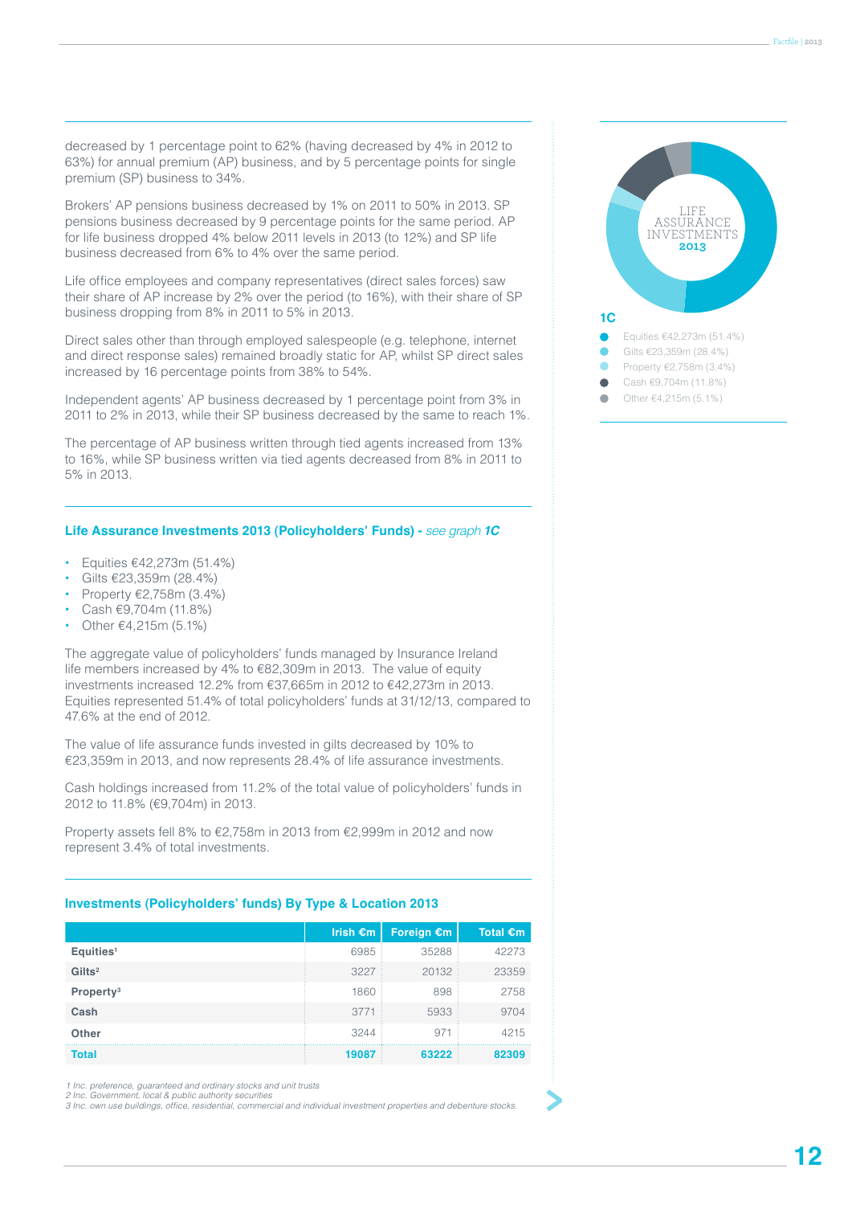decreased by 1 percentage point to 62% (having decreased by 4% in 2012 to 63%) for annual premium (AP) business, and by 5 percentage points for single premium (SP) business to 34%.

Brokers' AP pensions business decreased by 1% on 2011 to 50% in 2013. SP pensions business decreased by 9 percentage points for the same period. AP for life business dropped 4% below 2011 levels in 2013 (to 12%) and SP life business decreased from 6% to 4% over the same period.

Life office employees and company representatives (direct sales forces) saw their share of AP increase by 2% over the period (to 16%), with their share of SP business dropping from 8% in 2011 to 5% in 2013.

Direct sales other than through employed salespeople (e.g. telephone, internet and direct response sales) remained broadly static for AP, whilst SP direct sales increased by 16 percentage points from 38% to 54%.

Independent agents' AP business decreased by 1 percentage point from 3% in 2011 to 2% in 2013, while their SP business decreased by the same to reach 1%.

The percentage of AP business written through tied agents increased from 13% to 16%, while SP business written via tied agents decreased from 8% in 2011 to 5% in 2013.

### Life Assurance Investments 2013 (Policyholders' Funds) - *see graph 1C*

- Equities €42,273m (51.4%)
- Gilts €23,359m (28.4%)
- Property €2,758m (3.4%)
- Cash €9,704m (11.8%)
- Other €4,215m (5.1%)

The aggregate value of policyholders' funds managed by Insurance Ireland life members increased by 4% to €82,309m in 2013. The value of equity investments increased 12.2% from €37,665m in 2012 to €42,273m in 2013. Equities represented 51.4% of total policyholders' funds at 31/12/13, compared to 47.6% at the end of 2012.

The value of life assurance funds invested in gilts decreased by 10% to €23,359m in 2013, and now represents 28.4% of life assurance investments.

Cash holdings increased from 11.2% of the total value of policyholders' funds in 2012 to 11.8% (€9,704m) in 2013.

Property assets fell 8% to €2,758m in 2013 from €2,999m in 2012 and now represent 3.4% of total investments.

### Investments (Policyholders' funds) By Type & Location 2013

| | Irish €m | Foreign €m | Total €m |
|---|---|---|---|
| **Equities**[1] | 6985 | 35288 | 42273 |
| **Gilts**[2] | 3227 | 20132 | 23359 |
| **Property**[3] | 1860 | 898 | 2758 |
| **Cash** | 3771 | 5933 | 9704 |
| **Other** | 3244 | 971 | 4215 |
| **Total** | **19087** | **63222** | **82309** |

*1 Inc. preference, guaranteed and ordinary stocks and unit trusts*
*2 Inc. Government, local & public authority securities*
*3 Inc. own use buildings, office, residential, commercial and individual investment properties and debenture stocks.*

LIFE ASSURANCE INVESTMENTS 2013

**1C**

- Equities €42,273m (51.4%)
- Gilts €23,359m (28.4%)
- Property €2,758m (3.4%)
- Cash €9,704m (11.8%)
- Other €4,215m (5.1%)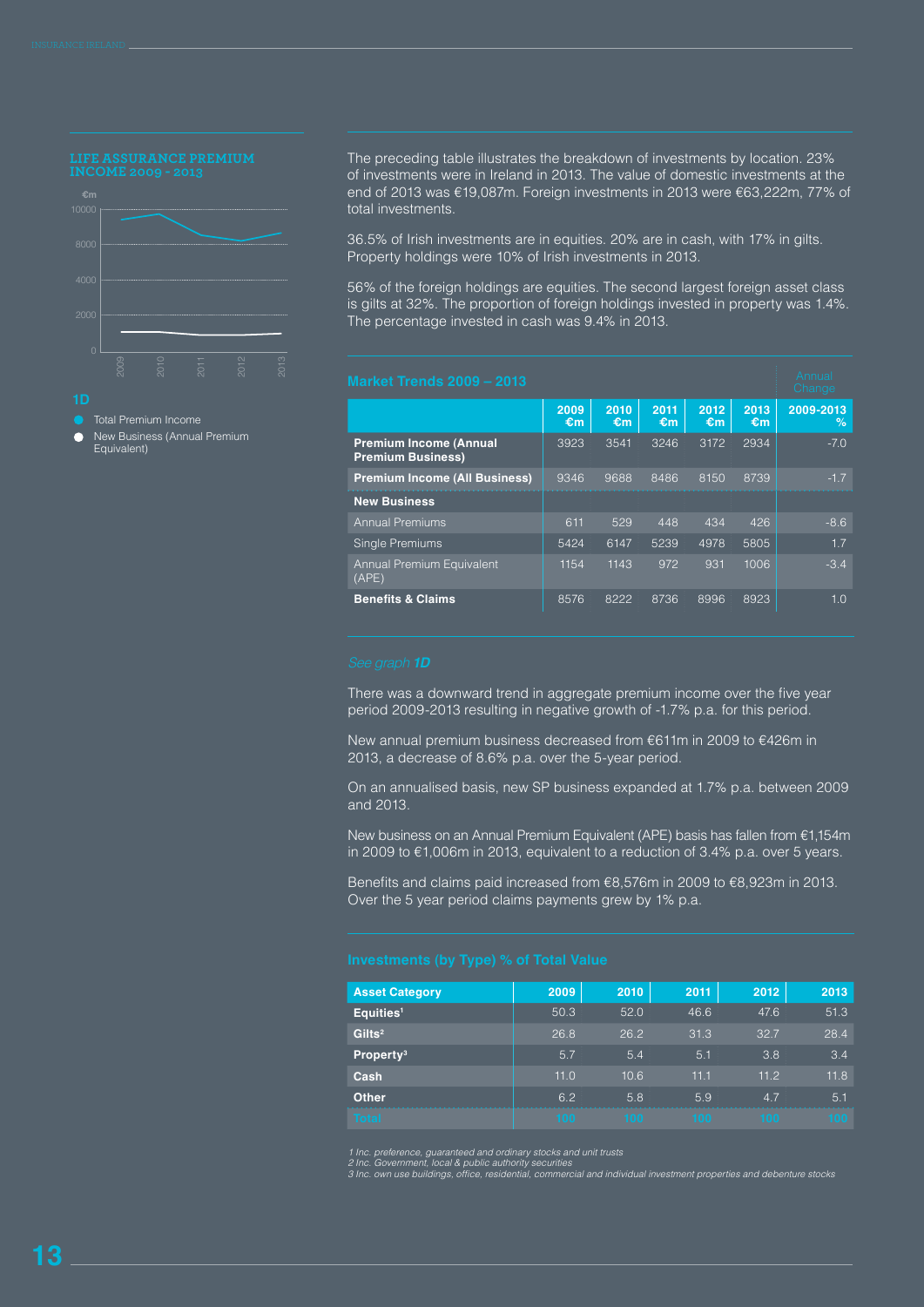## LIFE ASSURANCE PREMIUM INCOME 2009 - 2013

€m

10000

8000

4000

2000

0

2009 2010 2011 2012 2013

**1D**

- Total Premium Income
- New Business (Annual Premium Equivalent)

The preceding table illustrates the breakdown of investments by location. 23% of investments were in Ireland in 2013. The value of domestic investments at the end of 2013 was €19,087m. Foreign investments in 2013 were €63,222m, 77% of total investments.

36.5% of Irish investments are in equities. 20% are in cash, with 17% in gilts. Property holdings were 10% of Irish investments in 2013.

56% of the foreign holdings are equities. The second largest foreign asset class is gilts at 32%. The proportion of foreign holdings invested in property was 1.4%. The percentage invested in cash was 9.4% in 2013.

### Market Trends 2009 – 2013

| | 2009 €m | 2010 €m | 2011 €m | 2012 €m | 2013 €m | Annual Change 2009-2013 % |
|---|---|---|---|---|---|---|
| **Premium Income (Annual Premium Business)** | 3923 | 3541 | 3246 | 3172 | 2934 | -7.0 |
| **Premium Income (All Business)** | 9346 | 9688 | 8486 | 8150 | 8739 | -1.7 |
| **New Business** | | | | | | |
| Annual Premiums | 611 | 529 | 448 | 434 | 426 | -8.6 |
| Single Premiums | 5424 | 6147 | 5239 | 4978 | 5805 | 1.7 |
| Annual Premium Equivalent (APE) | 1154 | 1143 | 972 | 931 | 1006 | -3.4 |
| **Benefits & Claims** | 8576 | 8222 | 8736 | 8996 | 8923 | 1.0 |

*See graph **1D***

There was a downward trend in aggregate premium income over the five year period 2009-2013 resulting in negative growth of -1.7% p.a. for this period.

New annual premium business decreased from €611m in 2009 to €426m in 2013, a decrease of 8.6% p.a. over the 5-year period.

On an annualised basis, new SP business expanded at 1.7% p.a. between 2009 and 2013.

New business on an Annual Premium Equivalent (APE) basis has fallen from €1,154m in 2009 to €1,006m in 2013, equivalent to a reduction of 3.4% p.a. over 5 years.

Benefits and claims paid increased from €8,576m in 2009 to €8,923m in 2013. Over the 5 year period claims payments grew by 1% p.a.

### Investments (by Type) % of Total Value

| Asset Category | 2009 | 2010 | 2011 | 2012 | 2013 |
|---|---|---|---|---|---|
| **Equities**[1] | 50.3 | 52.0 | 46.6 | 47.6 | 51.3 |
| **Gilts**[2] | 26.8 | 26.2 | 31.3 | 32.7 | 28.4 |
| **Property**[3] | 5.7 | 5.4 | 5.1 | 3.8 | 3.4 |
| **Cash** | 11.0 | 10.6 | 11.1 | 11.2 | 11.8 |
| **Other** | 6.2 | 5.8 | 5.9 | 4.7 | 5.1 |
| **Total** | 100 | 100 | 100 | 100 | 100 |

*1 Inc. preference, guaranteed and ordinary stocks and unit trusts*
*2 Inc. Government, local & public authority securities*
*3 Inc. own use buildings, office, residential, commercial and individual investment properties and debenture stocks*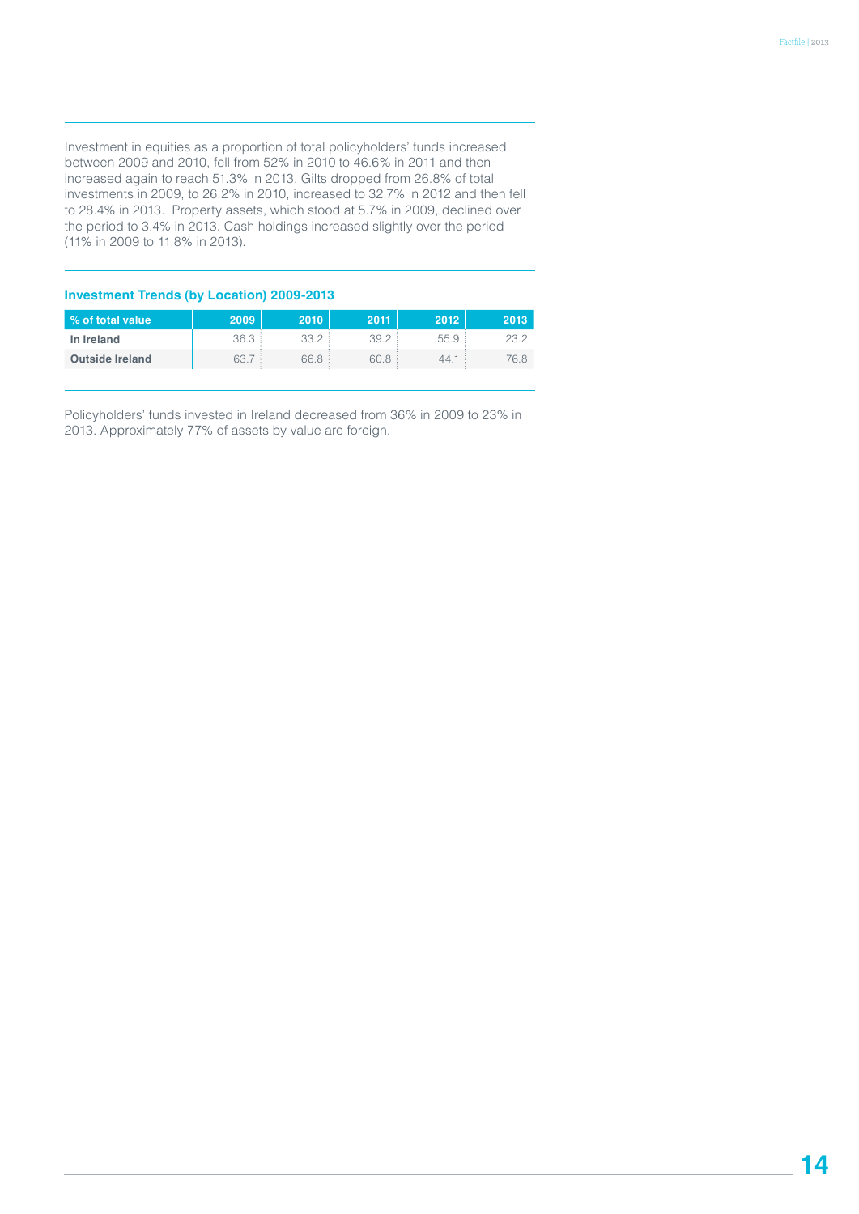Investment in equities as a proportion of total policyholders' funds increased between 2009 and 2010, fell from 52% in 2010 to 46.6% in 2011 and then increased again to reach 51.3% in 2013. Gilts dropped from 26.8% of total investments in 2009, to 26.2% in 2010, increased to 32.7% in 2012 and then fell to 28.4% in 2013.  Property assets, which stood at 5.7% in 2009, declined over the period to 3.4% in 2013. Cash holdings increased slightly over the period (11% in 2009 to 11.8% in 2013).

### Investment Trends (by Location) 2009-2013

| % of total value | 2009 | 2010 | 2011 | 2012 | 2013 |
|---|---|---|---|---|---|
| **In Ireland** | 36.3 | 33.2 | 39.2 | 55.9 | 23.2 |
| **Outside Ireland** | 63.7 | 66.8 | 60.8 | 44.1 | 76.8 |

Policyholders' funds invested in Ireland decreased from 36% in 2009 to 23% in 2013. Approximately 77% of assets by value are foreign.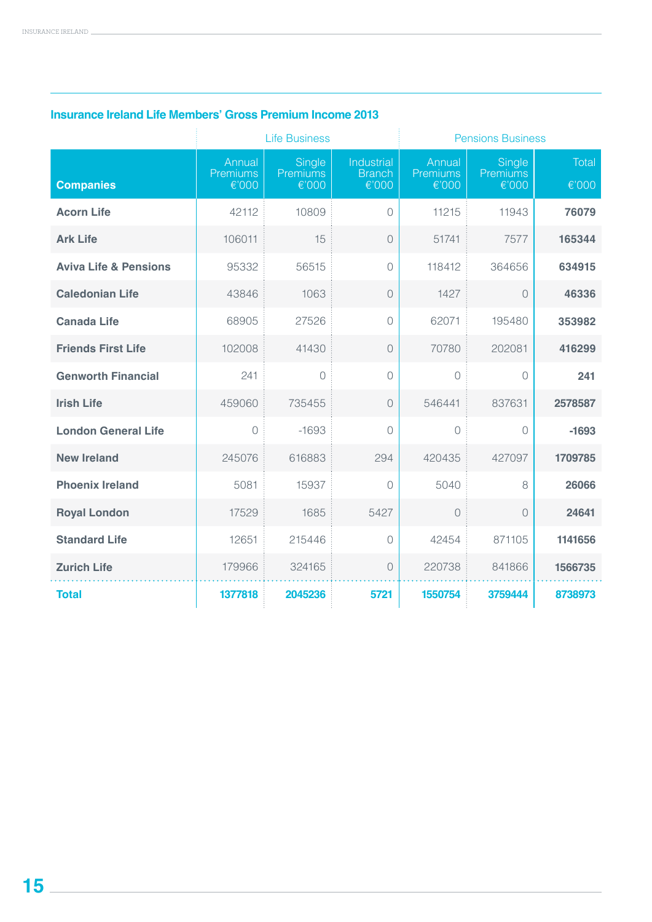## Insurance Ireland Life Members' Gross Premium Income 2013

| | Life Business | | | Pensions Business | | |
|---|---|---|---|---|---|---|
| **Companies** | Annual Premiums €'000 | Single Premiums €'000 | Industrial Branch €'000 | Annual Premiums €'000 | Single Premiums €'000 | Total €'000 |
| **Acorn Life** | 42112 | 10809 | 0 | 11215 | 11943 | **76079** |
| **Ark Life** | 106011 | 15 | 0 | 51741 | 7577 | **165344** |
| **Aviva Life & Pensions** | 95332 | 56515 | 0 | 118412 | 364656 | **634915** |
| **Caledonian Life** | 43846 | 1063 | 0 | 1427 | 0 | **46336** |
| **Canada Life** | 68905 | 27526 | 0 | 62071 | 195480 | **353982** |
| **Friends First Life** | 102008 | 41430 | 0 | 70780 | 202081 | **416299** |
| **Genworth Financial** | 241 | 0 | 0 | 0 | 0 | **241** |
| **Irish Life** | 459060 | 735455 | 0 | 546441 | 837631 | **2578587** |
| **London General Life** | 0 | -1693 | 0 | 0 | 0 | **-1693** |
| **New Ireland** | 245076 | 616883 | 294 | 420435 | 427097 | **1709785** |
| **Phoenix Ireland** | 5081 | 15937 | 0 | 5040 | 8 | **26066** |
| **Royal London** | 17529 | 1685 | 5427 | 0 | 0 | **24641** |
| **Standard Life** | 12651 | 215446 | 0 | 42454 | 871105 | **1141656** |
| **Zurich Life** | 179966 | 324165 | 0 | 220738 | 841866 | **1566735** |
| **Total** | **1377818** | **2045236** | **5721** | **1550754** | **3759444** | **8738973** |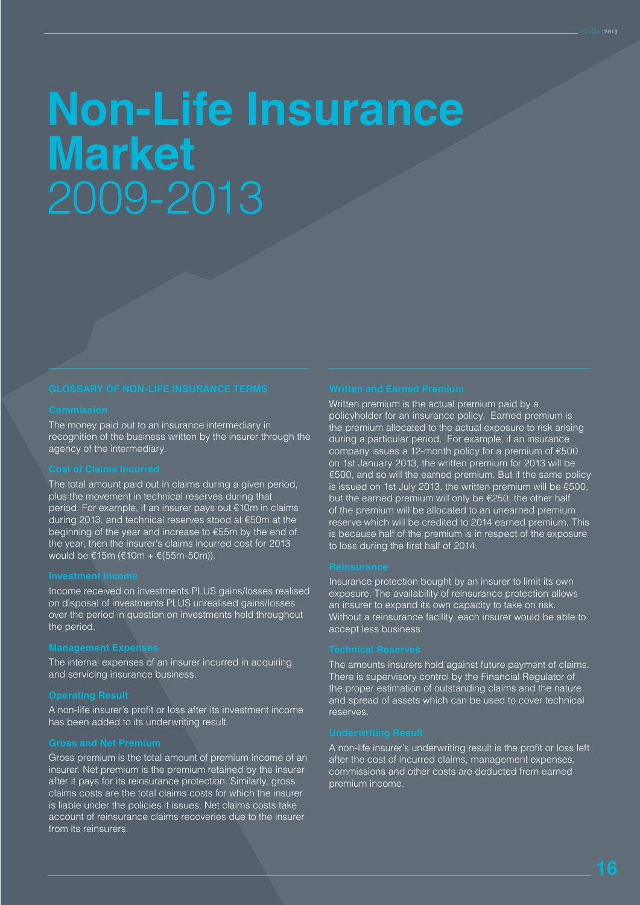# Non-Life Insurance Market 2009-2013

## GLOSSARY OF NON-LIFE INSURANCE TERMS

### Commission

The money paid out to an insurance intermediary in recognition of the business written by the insurer through the agency of the intermediary.

### Cost of Claims Incurred

The total amount paid out in claims during a given period, plus the movement in technical reserves during that period. For example, if an insurer pays out €10m in claims during 2013, and technical reserves stood at €50m at the beginning of the year and increase to €55m by the end of the year, then the insurer's claims incurred cost for 2013 would be €15m (€10m + €(55m-50m)).

### Investment Income

Income received on investments PLUS gains/losses realised on disposal of investments PLUS unrealised gains/losses over the period in question on investments held throughout the period.

### Management Expenses

The internal expenses of an insurer incurred in acquiring and servicing insurance business.

### Operating Result

A non-life insurer's profit or loss after its investment income has been added to its underwriting result.

### Gross and Net Premium

Gross premium is the total amount of premium income of an insurer. Net premium is the premium retained by the insurer after it pays for its reinsurance protection. Similarly, gross claims costs are the total claims costs for which the insurer is liable under the policies it issues. Net claims costs take account of reinsurance claims recoveries due to the insurer from its reinsurers.

### Written and Earned Premium

Written premium is the actual premium paid by a policyholder for an insurance policy. Earned premium is the premium allocated to the actual exposure to risk arising during a particular period. For example, if an insurance company issues a 12-month policy for a premium of €500 on 1st January 2013, the written premium for 2013 will be €500, and so will the earned premium. But if the same policy is issued on 1st July 2013, the written premium will be €500, but the earned premium will only be €250; the other half of the premium will be allocated to an unearned premium reserve which will be credited to 2014 earned premium. This is because half of the premium is in respect of the exposure to loss during the first half of 2014.

### Reinsurance

Insurance protection bought by an insurer to limit its own exposure. The availability of reinsurance protection allows an insurer to expand its own capacity to take on risk. Without a reinsurance facility, each insurer would be able to accept less business.

### Technical Reserves

The amounts insurers hold against future payment of claims. There is supervisory control by the Financial Regulator of the proper estimation of outstanding claims and the nature and spread of assets which can be used to cover technical reserves.

### Underwriting Result

A non-life insurer's underwriting result is the profit or loss left after the cost of incurred claims, management expenses, commissions and other costs are deducted from earned premium income.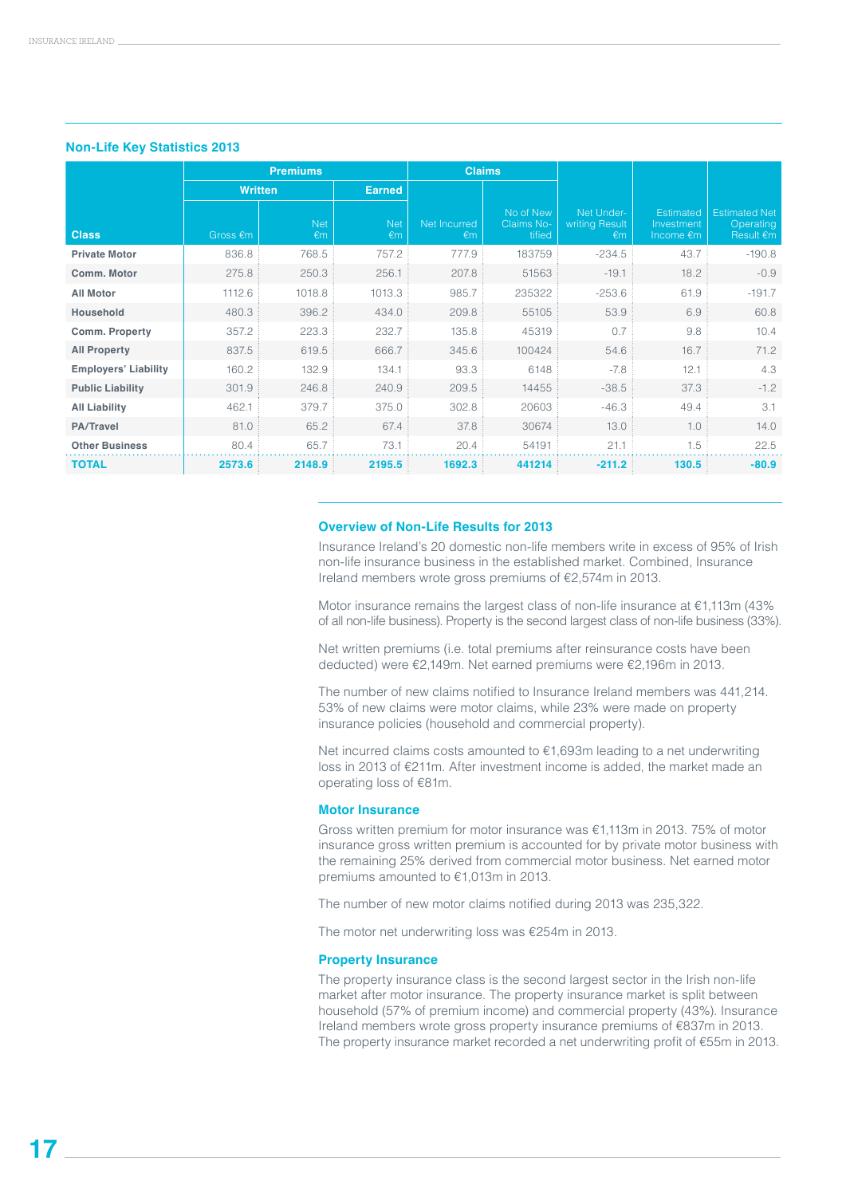## Non-Life Key Statistics 2013

| Class | Premiums | | | Claims | | Net Under-writing Result €m | Estimated Investment Income €m | Estimated Net Operating Result €m |
|---|---|---|---|---|---|---|---|---|
| | Written | | Earned | | | | | |
| | Gross €m | Net €m | Net €m | Net Incurred €m | No of New Claims Notified | | | |
| **Private Motor** | 836.8 | 768.5 | 757.2 | 777.9 | 183759 | -234.5 | 43.7 | -190.8 |
| **Comm. Motor** | 275.8 | 250.3 | 256.1 | 207.8 | 51563 | -19.1 | 18.2 | -0.9 |
| **All Motor** | 1112.6 | 1018.8 | 1013.3 | 985.7 | 235322 | -253.6 | 61.9 | -191.7 |
| **Household** | 480.3 | 396.2 | 434.0 | 209.8 | 55105 | 53.9 | 6.9 | 60.8 |
| **Comm. Property** | 357.2 | 223.3 | 232.7 | 135.8 | 45319 | 0.7 | 9.8 | 10.4 |
| **All Property** | 837.5 | 619.5 | 666.7 | 345.6 | 100424 | 54.6 | 16.7 | 71.2 |
| **Employers' Liability** | 160.2 | 132.9 | 134.1 | 93.3 | 6148 | -7.8 | 12.1 | 4.3 |
| **Public Liability** | 301.9 | 246.8 | 240.9 | 209.5 | 14455 | -38.5 | 37.3 | -1.2 |
| **All Liability** | 462.1 | 379.7 | 375.0 | 302.8 | 20603 | -46.3 | 49.4 | 3.1 |
| **PA/Travel** | 81.0 | 65.2 | 67.4 | 37.8 | 30674 | 13.0 | 1.0 | 14.0 |
| **Other Business** | 80.4 | 65.7 | 73.1 | 20.4 | 54191 | 21.1 | 1.5 | 22.5 |
| **TOTAL** | **2573.6** | **2148.9** | **2195.5** | **1692.3** | **441214** | **-211.2** | **130.5** | **-80.9** |

### Overview of Non-Life Results for 2013

Insurance Ireland's 20 domestic non-life members write in excess of 95% of Irish non-life insurance business in the established market. Combined, Insurance Ireland members wrote gross premiums of €2,574m in 2013.

Motor insurance remains the largest class of non-life insurance at €1,113m (43% of all non-life business). Property is the second largest class of non-life business (33%).

Net written premiums (i.e. total premiums after reinsurance costs have been deducted) were €2,149m. Net earned premiums were €2,196m in 2013.

The number of new claims notified to Insurance Ireland members was 441,214. 53% of new claims were motor claims, while 23% were made on property insurance policies (household and commercial property).

Net incurred claims costs amounted to €1,693m leading to a net underwriting loss in 2013 of €211m. After investment income is added, the market made an operating loss of €81m.

### Motor Insurance

Gross written premium for motor insurance was €1,113m in 2013. 75% of motor insurance gross written premium is accounted for by private motor business with the remaining 25% derived from commercial motor business. Net earned motor premiums amounted to €1,013m in 2013.

The number of new motor claims notified during 2013 was 235,322.

The motor net underwriting loss was €254m in 2013.

### Property Insurance

The property insurance class is the second largest sector in the Irish non-life market after motor insurance. The property insurance market is split between household (57% of premium income) and commercial property (43%). Insurance Ireland members wrote gross property insurance premiums of €837m in 2013. The property insurance market recorded a net underwriting profit of €55m in 2013.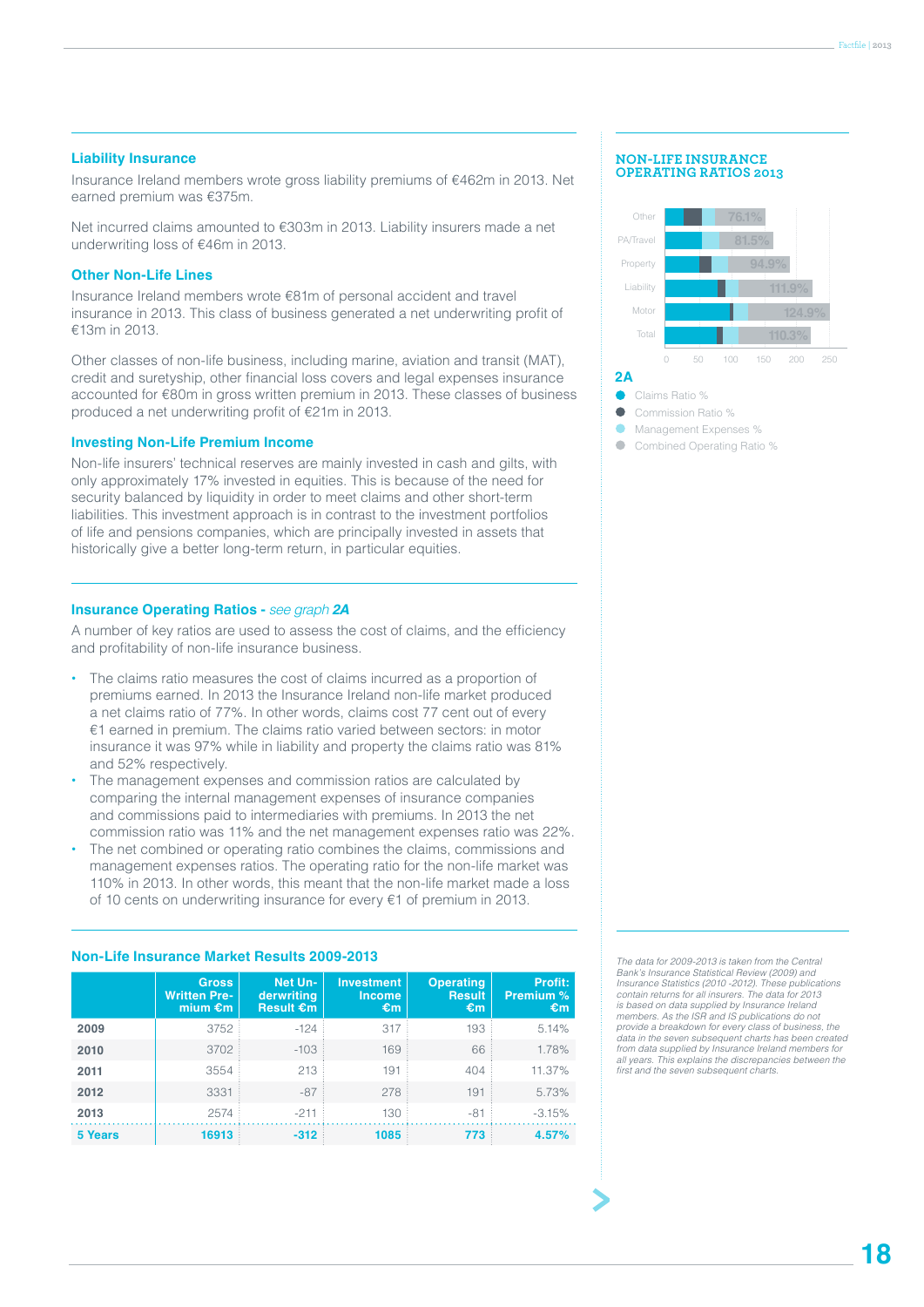### Liability Insurance

Insurance Ireland members wrote gross liability premiums of €462m in 2013. Net earned premium was €375m.

Net incurred claims amounted to €303m in 2013. Liability insurers made a net underwriting loss of €46m in 2013.

### Other Non-Life Lines

Insurance Ireland members wrote €81m of personal accident and travel insurance in 2013. This class of business generated a net underwriting profit of €13m in 2013.

Other classes of non-life business, including marine, aviation and transit (MAT), credit and suretyship, other financial loss covers and legal expenses insurance accounted for €80m in gross written premium in 2013. These classes of business produced a net underwriting profit of €21m in 2013.

### Investing Non-Life Premium Income

Non-life insurers' technical reserves are mainly invested in cash and gilts, with only approximately 17% invested in equities. This is because of the need for security balanced by liquidity in order to meet claims and other short-term liabilities. This investment approach is in contrast to the investment portfolios of life and pensions companies, which are principally invested in assets that historically give a better long-term return, in particular equities.

### Insurance Operating Ratios - *see graph **2A***

A number of key ratios are used to assess the cost of claims, and the efficiency and profitability of non-life insurance business.

- The claims ratio measures the cost of claims incurred as a proportion of premiums earned. In 2013 the Insurance Ireland non-life market produced a net claims ratio of 77%. In other words, claims cost 77 cent out of every €1 earned in premium. The claims ratio varied between sectors: in motor insurance it was 97% while in liability and property the claims ratio was 81% and 52% respectively.
- The management expenses and commission ratios are calculated by comparing the internal management expenses of insurance companies and commissions paid to intermediaries with premiums. In 2013 the net commission ratio was 11% and the net management expenses ratio was 22%.
- The net combined or operating ratio combines the claims, commissions and management expenses ratios. The operating ratio for the non-life market was 110% in 2013. In other words, this meant that the non-life market made a loss of 10 cents on underwriting insurance for every €1 of premium in 2013.

### Non-Life Insurance Market Results 2009-2013

| | Gross Written Premium €m | Net Underwriting Result €m | Investment Income €m | Operating Result €m | Profit: Premium % €m |
|---|---|---|---|---|---|
| **2009** | 3752 | -124 | 317 | 193 | 5.14% |
| **2010** | 3702 | -103 | 169 | 66 | 1.78% |
| **2011** | 3554 | 213 | 191 | 404 | 11.37% |
| **2012** | 3331 | -87 | 278 | 191 | 5.73% |
| **2013** | 2574 | -211 | 130 | -81 | -3.15% |
| **5 Years** | **16913** | **-312** | **1085** | **773** | **4.57%** |

### NON-LIFE INSURANCE OPERATING RATIOS 2013

| Line | Combined Operating Ratio % |
|---|---|
| Other | 76.1% |
| PA/Travel | 81.5% |
| Property | 94.9% |
| Liability | 111.9% |
| Motor | 124.9% |
| Total | 110.3% |

**2A**

- Claims Ratio %
- Commission Ratio %
- Management Expenses %
- Combined Operating Ratio %

*The data for 2009-2013 is taken from the Central Bank's Insurance Statistical Review (2009) and Insurance Statistics (2010 -2012). These publications contain returns for all insurers. The data for 2013 is based on data supplied by Insurance Ireland members. As the ISR and IS publications do not provide a breakdown for every class of business, the data in the seven subsequent charts has been created from data supplied by Insurance Ireland members for all years. This explains the discrepancies between the first and the seven subsequent charts.*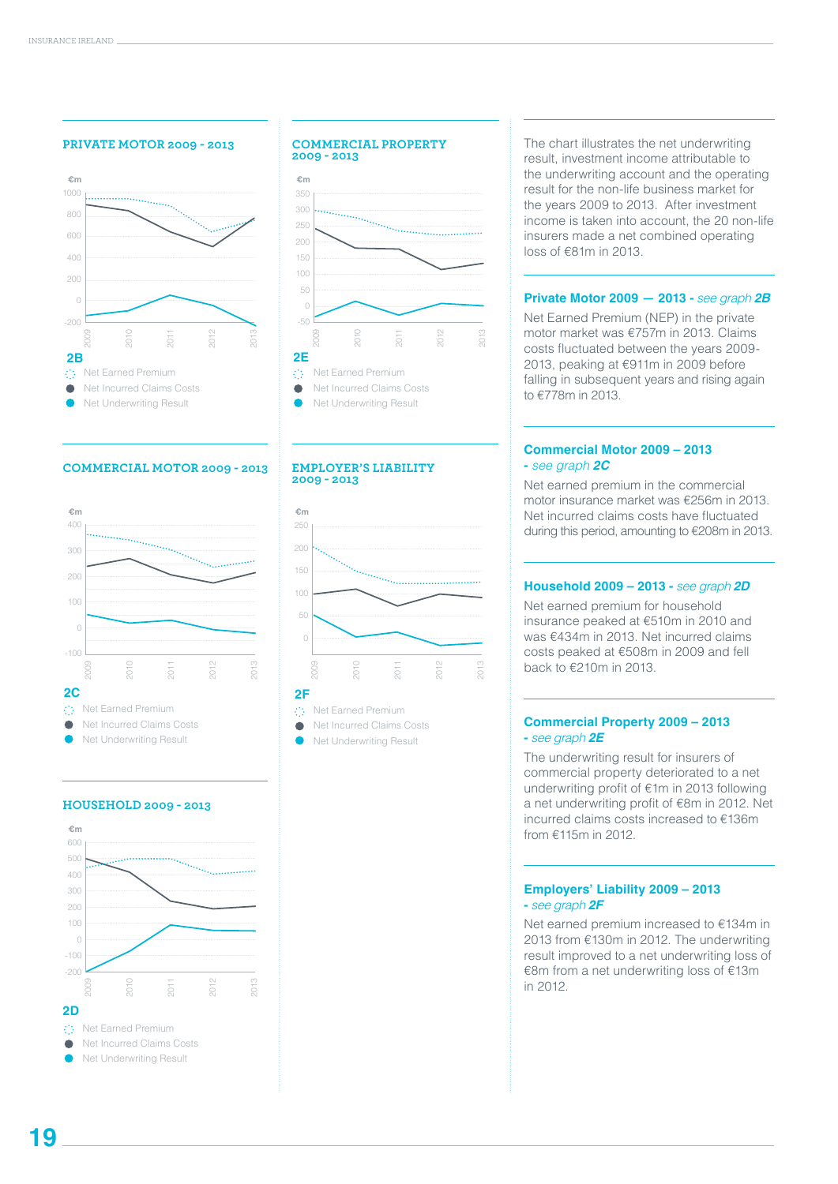### PRIVATE MOTOR 2009 - 2013

€m

2B

- Net Earned Premium
- Net Incurred Claims Costs
- Net Underwriting Result

### COMMERCIAL PROPERTY 2009 - 2013

€m

2E

- Net Earned Premium
- Net Incurred Claims Costs
- Net Underwriting Result

### COMMERCIAL MOTOR 2009 - 2013

€m

2C

- Net Earned Premium
- Net Incurred Claims Costs
- Net Underwriting Result

### EMPLOYER'S LIABILITY 2009 - 2013

€m

2F

- Net Earned Premium
- Net Incurred Claims Costs
- Net Underwriting Result

### HOUSEHOLD 2009 - 2013

€m

2D

- Net Earned Premium
- Net Incurred Claims Costs
- Net Underwriting Result

The chart illustrates the net underwriting result, investment income attributable to the underwriting account and the operating result for the non-life business market for the years 2009 to 2013. After investment income is taken into account, the 20 non-life insurers made a net combined operating loss of €81m in 2013.

### Private Motor 2009 — 2013 - *see graph **2B***

Net Earned Premium (NEP) in the private motor market was €757m in 2013. Claims costs fluctuated between the years 2009-2013, peaking at €911m in 2009 before falling in subsequent years and rising again to €778m in 2013.

### Commercial Motor 2009 – 2013 - *see graph **2C***

Net earned premium in the commercial motor insurance market was €256m in 2013. Net incurred claims costs have fluctuated during this period, amounting to €208m in 2013.

### Household 2009 – 2013 - *see graph **2D***

Net earned premium for household insurance peaked at €510m in 2010 and was €434m in 2013. Net incurred claims costs peaked at €508m in 2009 and fell back to €210m in 2013.

### Commercial Property 2009 – 2013 - *see graph **2E***

The underwriting result for insurers of commercial property deteriorated to a net underwriting profit of €1m in 2013 following a net underwriting profit of €8m in 2012. Net incurred claims costs increased to €136m from €115m in 2012.

### Employers' Liability 2009 – 2013 - *see graph **2F***

Net earned premium increased to €134m in 2013 from €130m in 2012. The underwriting result improved to a net underwriting loss of €8m from a net underwriting loss of €13m in 2012.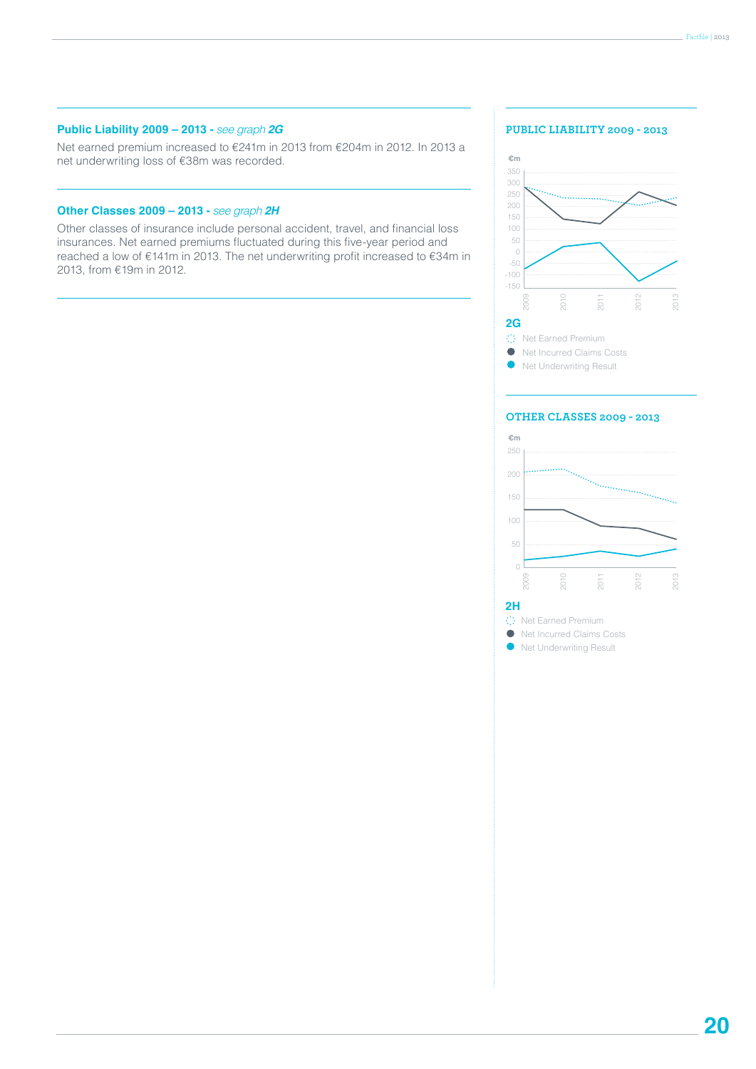### Public Liability 2009 – 2013 - *see graph **2G***

Net earned premium increased to €241m in 2013 from €204m in 2012. In 2013 a net underwriting loss of €38m was recorded.

### Other Classes 2009 – 2013 - *see graph **2H***

Other classes of insurance include personal accident, travel, and financial loss insurances. Net earned premiums fluctuated during this five-year period and reached a low of €141m in 2013. The net underwriting profit increased to €34m in 2013, from €19m in 2012.

### PUBLIC LIABILITY 2009 - 2013

€m

350
300
250
200
150
100
50
0
-50
-100
-150

2009 2010 2011 2012 2013

**2G**

- Net Earned Premium
- Net Incurred Claims Costs
- Net Underwriting Result

### OTHER CLASSES 2009 - 2013

€m

250
200
150
100
50
0

2009 2010 2011 2012 2013

**2H**

- Net Earned Premium
- Net Incurred Claims Costs
- Net Underwriting Result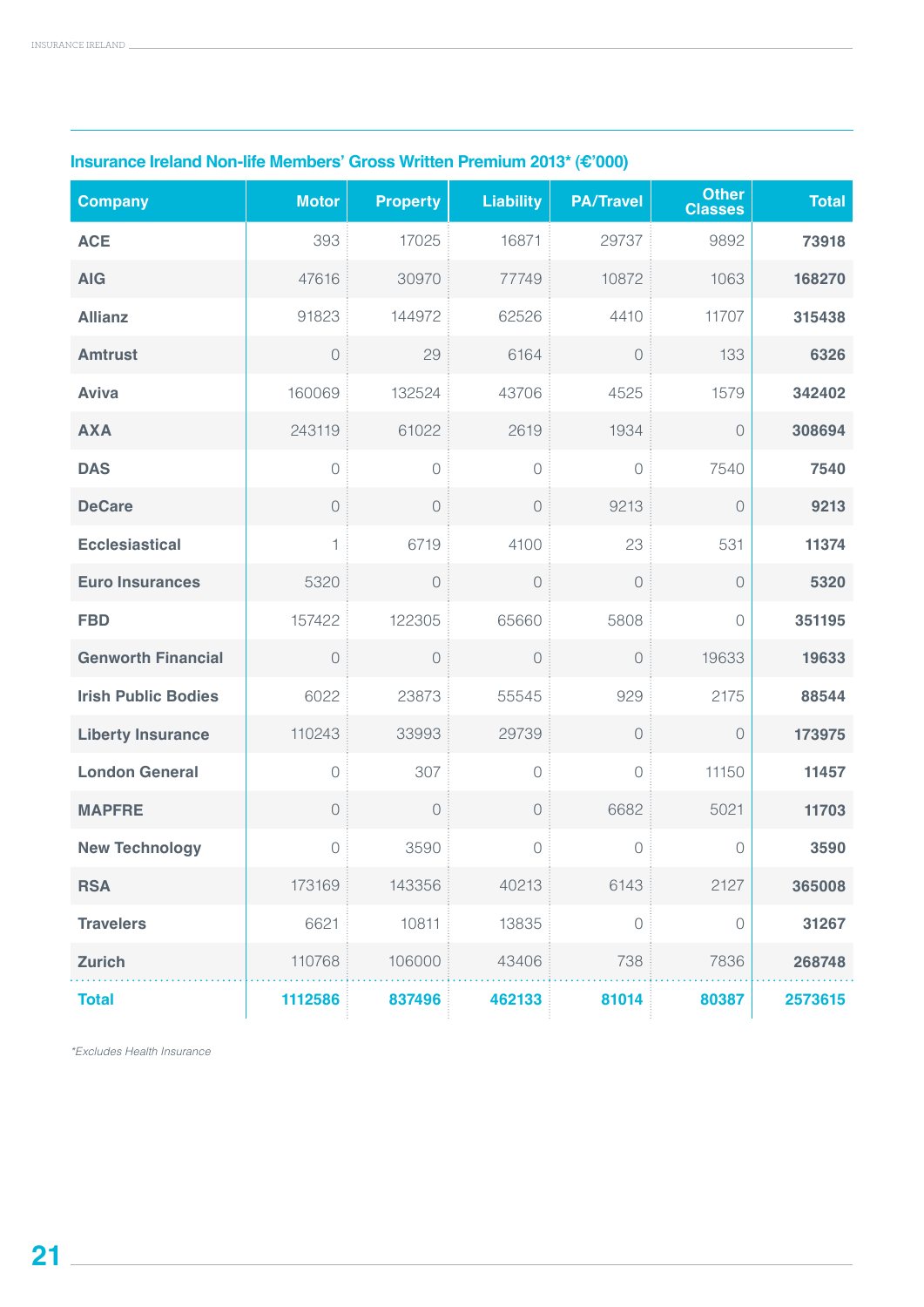## Insurance Ireland Non-life Members' Gross Written Premium 2013* (€'000)

| Company | Motor | Property | Liability | PA/Travel | Other Classes | Total |
|---|---|---|---|---|---|---|
| **ACE** | 393 | 17025 | 16871 | 29737 | 9892 | **73918** |
| **AIG** | 47616 | 30970 | 77749 | 10872 | 1063 | **168270** |
| **Allianz** | 91823 | 144972 | 62526 | 4410 | 11707 | **315438** |
| **Amtrust** | 0 | 29 | 6164 | 0 | 133 | **6326** |
| **Aviva** | 160069 | 132524 | 43706 | 4525 | 1579 | **342402** |
| **AXA** | 243119 | 61022 | 2619 | 1934 | 0 | **308694** |
| **DAS** | 0 | 0 | 0 | 0 | 7540 | **7540** |
| **DeCare** | 0 | 0 | 0 | 9213 | 0 | **9213** |
| **Ecclesiastical** | 1 | 6719 | 4100 | 23 | 531 | **11374** |
| **Euro Insurances** | 5320 | 0 | 0 | 0 | 0 | **5320** |
| **FBD** | 157422 | 122305 | 65660 | 5808 | 0 | **351195** |
| **Genworth Financial** | 0 | 0 | 0 | 0 | 19633 | **19633** |
| **Irish Public Bodies** | 6022 | 23873 | 55545 | 929 | 2175 | **88544** |
| **Liberty Insurance** | 110243 | 33993 | 29739 | 0 | 0 | **173975** |
| **London General** | 0 | 307 | 0 | 0 | 11150 | **11457** |
| **MAPFRE** | 0 | 0 | 0 | 6682 | 5021 | **11703** |
| **New Technology** | 0 | 3590 | 0 | 0 | 0 | **3590** |
| **RSA** | 173169 | 143356 | 40213 | 6143 | 2127 | **365008** |
| **Travelers** | 6621 | 10811 | 13835 | 0 | 0 | **31267** |
| **Zurich** | 110768 | 106000 | 43406 | 738 | 7836 | **268748** |
| **Total** | **1112586** | **837496** | **462133** | **81014** | **80387** | **2573615** |

*Excludes Health Insurance*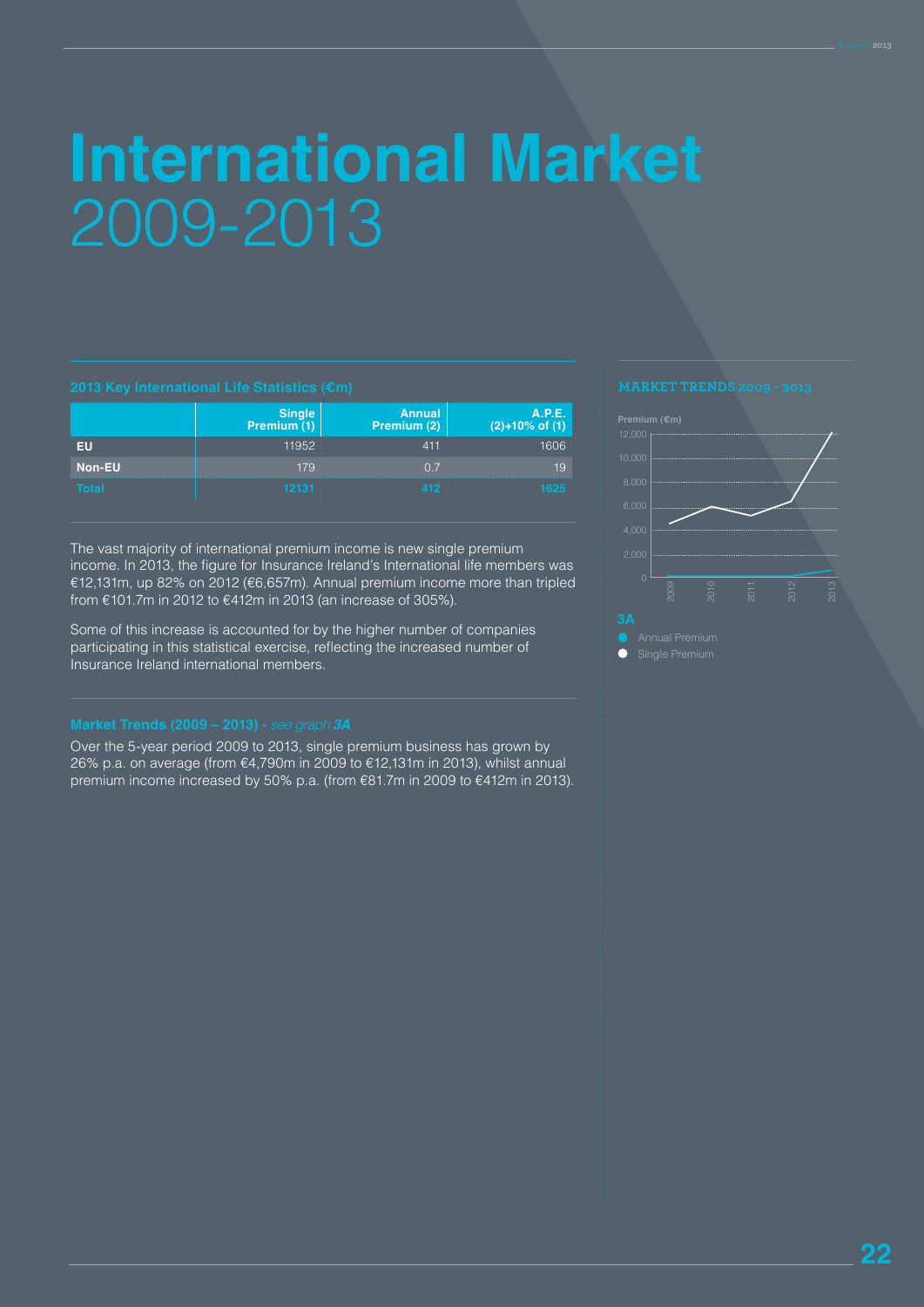# International Market 2009-2013

## 2013 Key International Life Statistics (€m)

| | Single Premium (1) | Annual Premium (2) | A.P.E. (2)+10% of (1) |
|---|---|---|---|
| EU | 11952 | 411 | 1606 |
| Non-EU | 179 | 0.7 | 19 |
| Total | 12131 | 412 | 1625 |

The vast majority of international premium income is new single premium income. In 2013, the figure for Insurance Ireland's International life members was €12,131m, up 82% on 2012 (€6,657m). Annual premium income more than tripled from €101.7m in 2012 to €412m in 2013 (an increase of 305%).

Some of this increase is accounted for by the higher number of companies participating in this statistical exercise, reflecting the increased number of Insurance Ireland international members.

### Market Trends (2009 – 2013) - *see graph 3A*

Over the 5-year period 2009 to 2013, single premium business has grown by 26% p.a. on average (from €4,790m in 2009 to €12,131m in 2013), whilst annual premium income increased by 50% p.a. (from €81.7m in 2009 to €412m in 2013).

## MARKET TRENDS 2009 - 2013

Premium (€m)

12,000
10,000
8,000
6,000
4,000
2,000
0

2009 2010 2011 2012 2013

**3A**

- Annual Premium
- Single Premium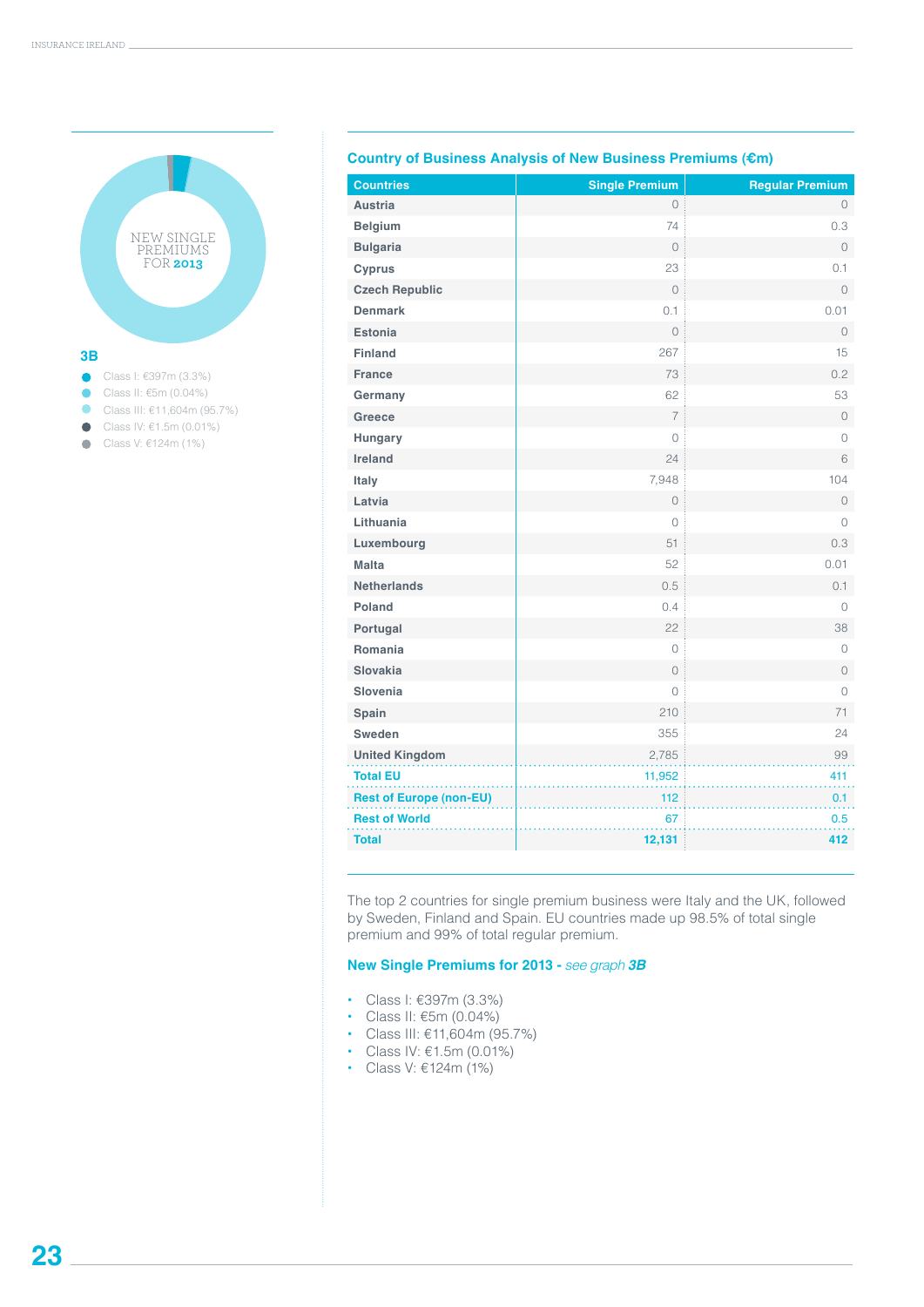NEW SINGLE PREMIUMS FOR 2013

**3B**

- Class I: €397m (3.3%)
- Class II: €5m (0.04%)
- Class III: €11,604m (95.7%)
- Class IV: €1.5m (0.01%)
- Class V: €124m (1%)

## Country of Business Analysis of New Business Premiums (€m)

| Countries | Single Premium | Regular Premium |
|---|---|---|
| Austria | 0 | 0 |
| Belgium | 74 | 0.3 |
| Bulgaria | 0 | 0 |
| Cyprus | 23 | 0.1 |
| Czech Republic | 0 | 0 |
| Denmark | 0.1 | 0.01 |
| Estonia | 0 | 0 |
| Finland | 267 | 15 |
| France | 73 | 0.2 |
| Germany | 62 | 53 |
| Greece | 7 | 0 |
| Hungary | 0 | 0 |
| Ireland | 24 | 6 |
| Italy | 7,948 | 104 |
| Latvia | 0 | 0 |
| Lithuania | 0 | 0 |
| Luxembourg | 51 | 0.3 |
| Malta | 52 | 0.01 |
| Netherlands | 0.5 | 0.1 |
| Poland | 0.4 | 0 |
| Portugal | 22 | 38 |
| Romania | 0 | 0 |
| Slovakia | 0 | 0 |
| Slovenia | 0 | 0 |
| Spain | 210 | 71 |
| Sweden | 355 | 24 |
| United Kingdom | 2,785 | 99 |
| **Total EU** | **11,952** | **411** |
| **Rest of Europe (non-EU)** | **112** | **0.1** |
| **Rest of World** | **67** | **0.5** |
| **Total** | **12,131** | **412** |

The top 2 countries for single premium business were Italy and the UK, followed by Sweden, Finland and Spain. EU countries made up 98.5% of total single premium and 99% of total regular premium.

### New Single Premiums for 2013 - *see graph 3B*

- Class I: €397m (3.3%)
- Class II: €5m (0.04%)
- Class III: €11,604m (95.7%)
- Class IV: €1.5m (0.01%)
- Class V: €124m (1%)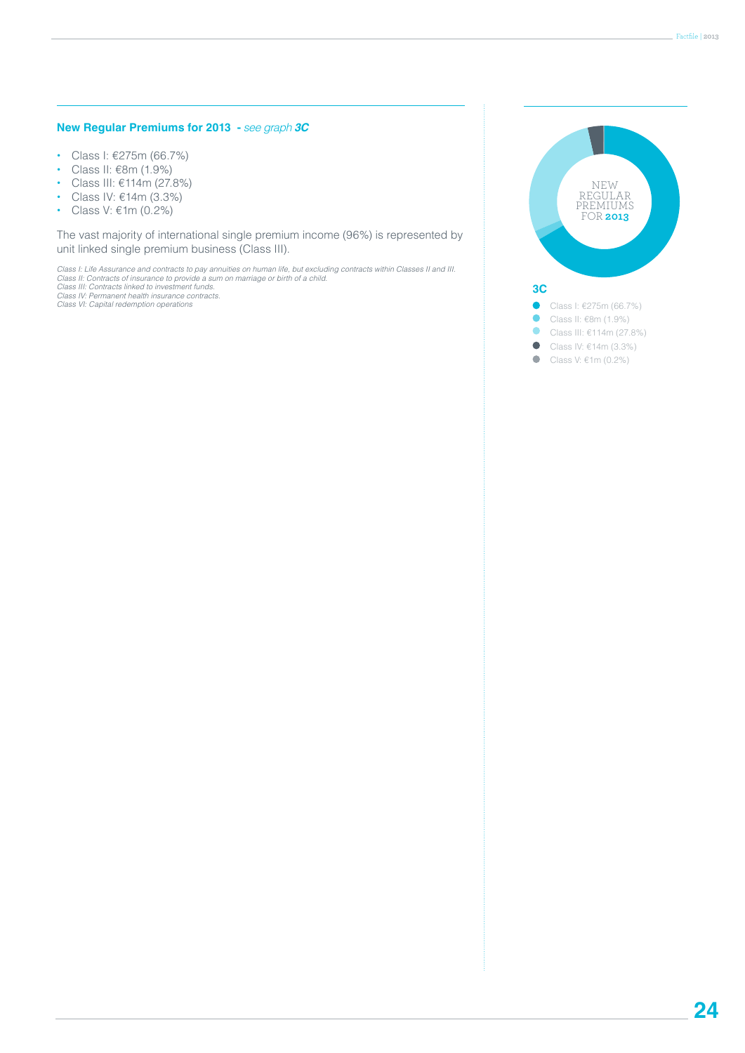### New Regular Premiums for 2013 - *see graph **3C***

- Class I: €275m (66.7%)
- Class II: €8m (1.9%)
- Class III: €114m (27.8%)
- Class IV: €14m (3.3%)
- Class V: €1m (0.2%)

The vast majority of international single premium income (96%) is represented by unit linked single premium business (Class III).

*Class I: Life Assurance and contracts to pay annuities on human life, but excluding contracts within Classes II and III.*
*Class II: Contracts of insurance to provide a sum on marriage or birth of a child.*
*Class III: Contracts linked to investment funds.*
*Class IV: Permanent health insurance contracts.*
*Class VI: Capital redemption operations*

NEW REGULAR PREMIUMS FOR **2013**

**3C**

- Class I: €275m (66.7%)
- Class II: €8m (1.9%)
- Class III: €114m (27.8%)
- Class IV: €14m (3.3%)
- Class V: €1m (0.2%)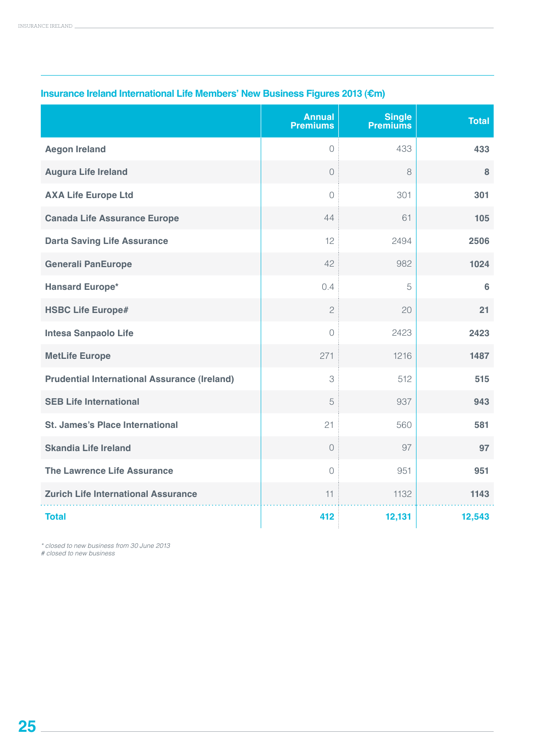### Insurance Ireland International Life Members' New Business Figures 2013 (€m)

| | Annual Premiums | Single Premiums | Total |
|---|---|---|---|
| Aegon Ireland | 0 | 433 | **433** |
| Augura Life Ireland | 0 | 8 | **8** |
| AXA Life Europe Ltd | 0 | 301 | **301** |
| Canada Life Assurance Europe | 44 | 61 | **105** |
| Darta Saving Life Assurance | 12 | 2494 | **2506** |
| Generali PanEurope | 42 | 982 | **1024** |
| Hansard Europe* | 0.4 | 5 | **6** |
| HSBC Life Europe# | 2 | 20 | **21** |
| Intesa Sanpaolo Life | 0 | 2423 | **2423** |
| MetLife Europe | 271 | 1216 | **1487** |
| Prudential International Assurance (Ireland) | 3 | 512 | **515** |
| SEB Life International | 5 | 937 | **943** |
| St. James's Place International | 21 | 560 | **581** |
| Skandia Life Ireland | 0 | 97 | **97** |
| The Lawrence Life Assurance | 0 | 951 | **951** |
| Zurich Life International Assurance | 11 | 1132 | **1143** |
| **Total** | **412** | **12,131** | **12,543** |

*\* closed to new business from 30 June 2013*
*# closed to new business*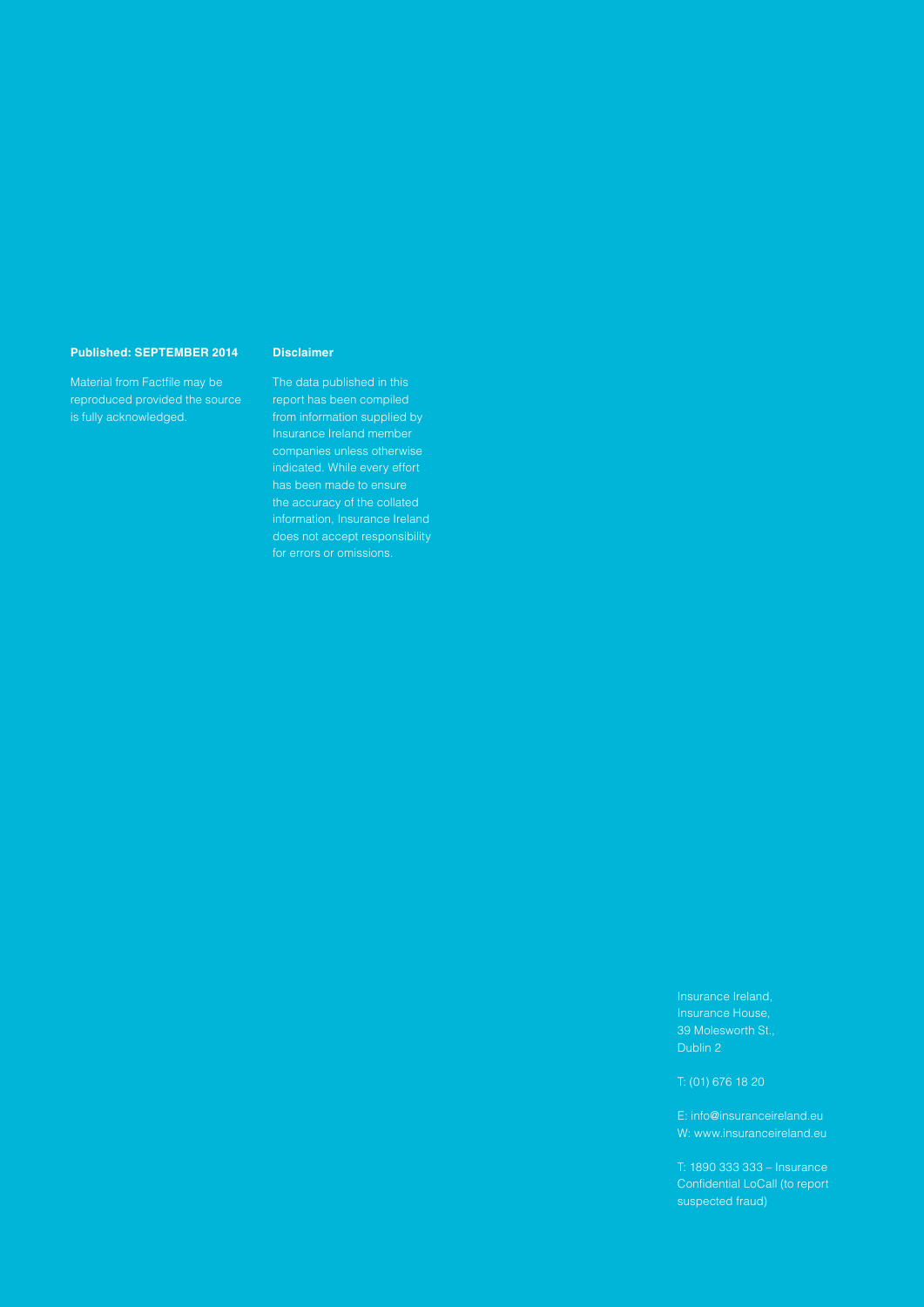**Published: SEPTEMBER 2014**

Material from Factfile may be reproduced provided the source is fully acknowledged.

**Disclaimer**

The data published in this report has been compiled from information supplied by Insurance Ireland member companies unless otherwise indicated. While every effort has been made to ensure the accuracy of the collated information, Insurance Ireland does not accept responsibility for errors or omissions.

Insurance Ireland,
Insurance House,
39 Molesworth St.,
Dublin 2

T: (01) 676 18 20

E: info@insuranceireland.eu
W: www.insuranceireland.eu

T: 1890 333 333 – Insurance Confidential LoCall (to report suspected fraud)